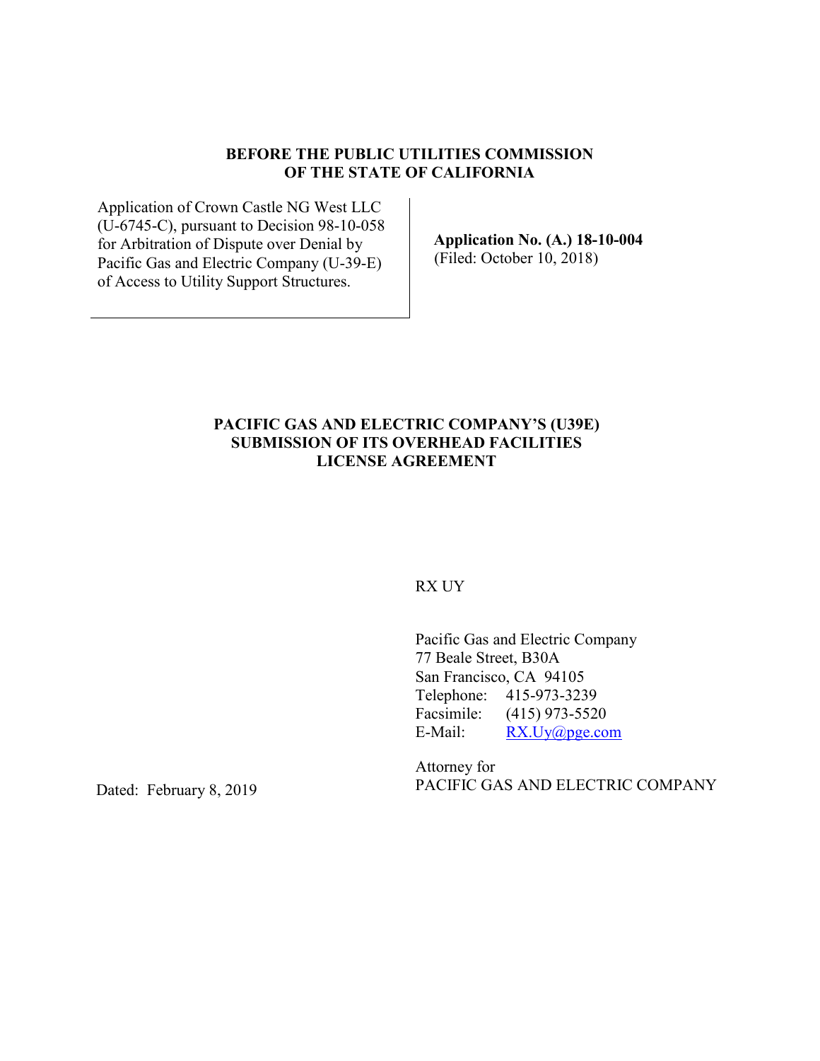**BEFORE THE PUBLIC UTILITIES COMMISSION**
**OF THE STATE OF CALIFORNIA**

| | |
|---|---|
| Application of Crown Castle NG West LLC (U-6745-C), pursuant to Decision 98-10-058 for Arbitration of Dispute over Denial by Pacific Gas and Electric Company (U-39-E) of Access to Utility Support Structures. | **Application No. (A.) 18-10-004** (Filed: October 10, 2018) |

**PACIFIC GAS AND ELECTRIC COMPANY'S (U39E) SUBMISSION OF ITS OVERHEAD FACILITIES LICENSE AGREEMENT**

RX UY

Pacific Gas and Electric Company
77 Beale Street, B30A
San Francisco, CA 94105
Telephone: 415-973-3239
Facsimile: (415) 973-5520
E-Mail: RX.Uy@pge.com

Attorney for
PACIFIC GAS AND ELECTRIC COMPANY

Dated: February 8, 2019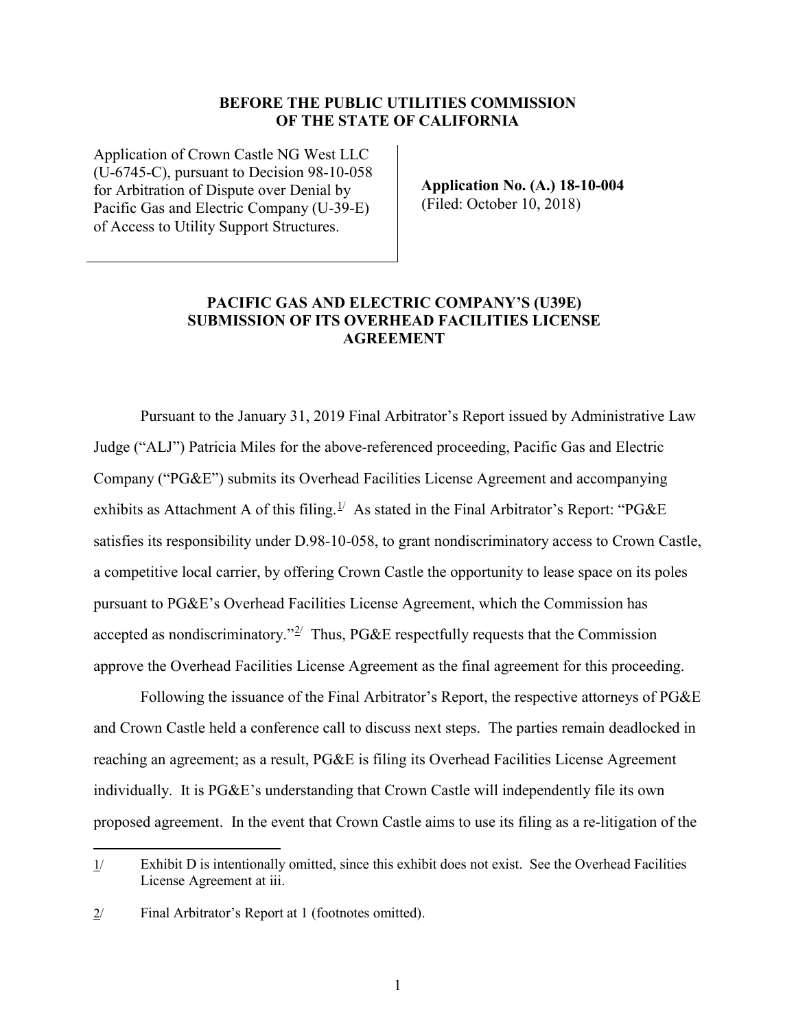**BEFORE THE PUBLIC UTILITIES COMMISSION**
**OF THE STATE OF CALIFORNIA**

| | |
|---|---|
| Application of Crown Castle NG West LLC (U-6745-C), pursuant to Decision 98-10-058 for Arbitration of Dispute over Denial by Pacific Gas and Electric Company (U-39-E) of Access to Utility Support Structures. | **Application No. (A.) 18-10-004** (Filed: October 10, 2018) |

**PACIFIC GAS AND ELECTRIC COMPANY'S (U39E) SUBMISSION OF ITS OVERHEAD FACILITIES LICENSE AGREEMENT**

Pursuant to the January 31, 2019 Final Arbitrator's Report issued by Administrative Law Judge ("ALJ") Patricia Miles for the above-referenced proceeding, Pacific Gas and Electric Company ("PG&E") submits its Overhead Facilities License Agreement and accompanying exhibits as Attachment A of this filing.[1/] As stated in the Final Arbitrator's Report: "PG&E satisfies its responsibility under D.98-10-058, to grant nondiscriminatory access to Crown Castle, a competitive local carrier, by offering Crown Castle the opportunity to lease space on its poles pursuant to PG&E's Overhead Facilities License Agreement, which the Commission has accepted as nondiscriminatory."[2/] Thus, PG&E respectfully requests that the Commission approve the Overhead Facilities License Agreement as the final agreement for this proceeding.

Following the issuance of the Final Arbitrator's Report, the respective attorneys of PG&E and Crown Castle held a conference call to discuss next steps. The parties remain deadlocked in reaching an agreement; as a result, PG&E is filing its Overhead Facilities License Agreement individually. It is PG&E's understanding that Crown Castle will independently file its own proposed agreement. In the event that Crown Castle aims to use its filing as a re-litigation of the

---

1/ Exhibit D is intentionally omitted, since this exhibit does not exist. See the Overhead Facilities License Agreement at iii.

2/ Final Arbitrator's Report at 1 (footnotes omitted).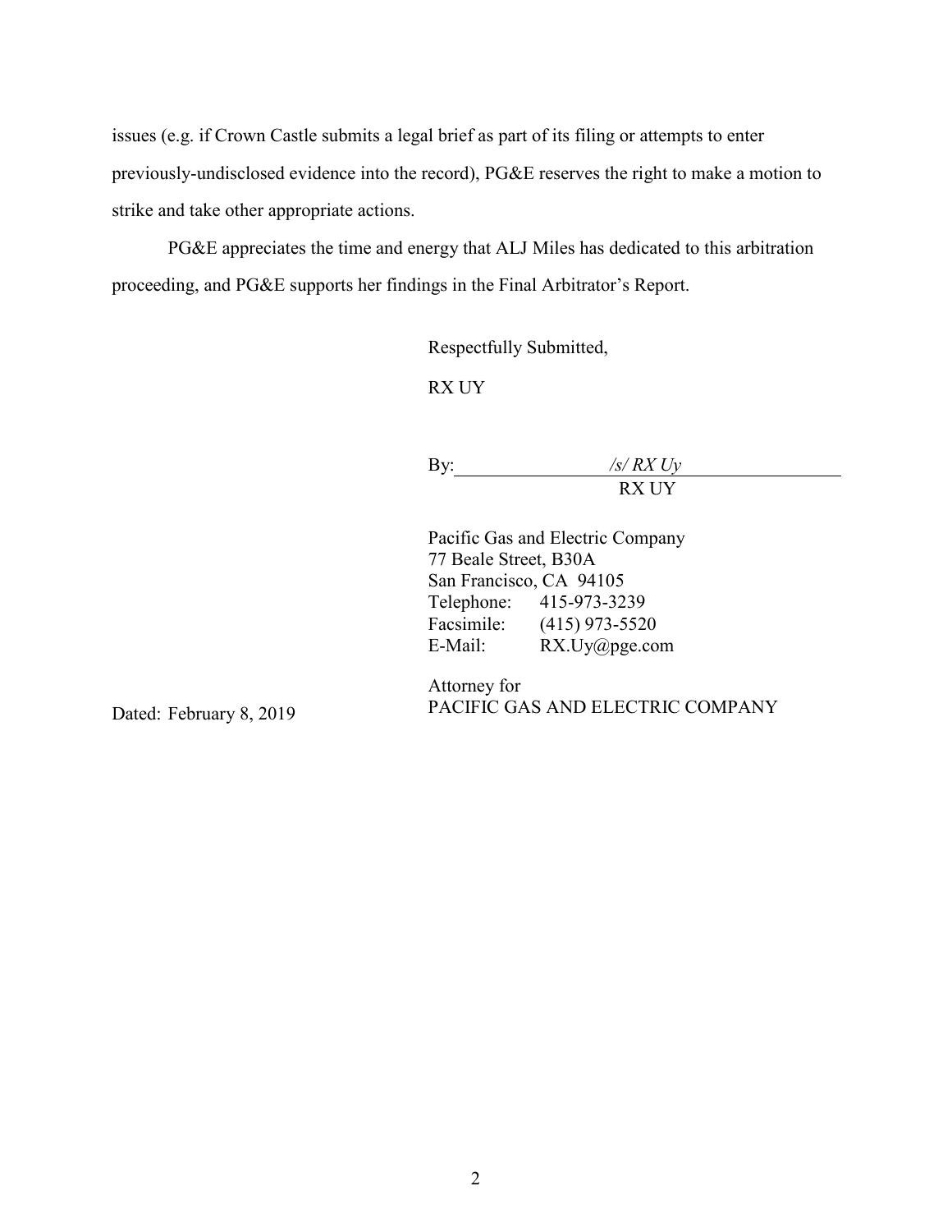issues (e.g. if Crown Castle submits a legal brief as part of its filing or attempts to enter previously-undisclosed evidence into the record), PG&E reserves the right to make a motion to strike and take other appropriate actions.

PG&E appreciates the time and energy that ALJ Miles has dedicated to this arbitration proceeding, and PG&E supports her findings in the Final Arbitrator's Report.

Respectfully Submitted,

RX UY

By: *​/s/ RX Uy*
RX UY

Pacific Gas and Electric Company
77 Beale Street, B30A
San Francisco, CA 94105
Telephone: 415-973-3239
Facsimile: (415) 973-5520
E-Mail: RX.Uy@pge.com

Attorney for
PACIFIC GAS AND ELECTRIC COMPANY

Dated: February 8, 2019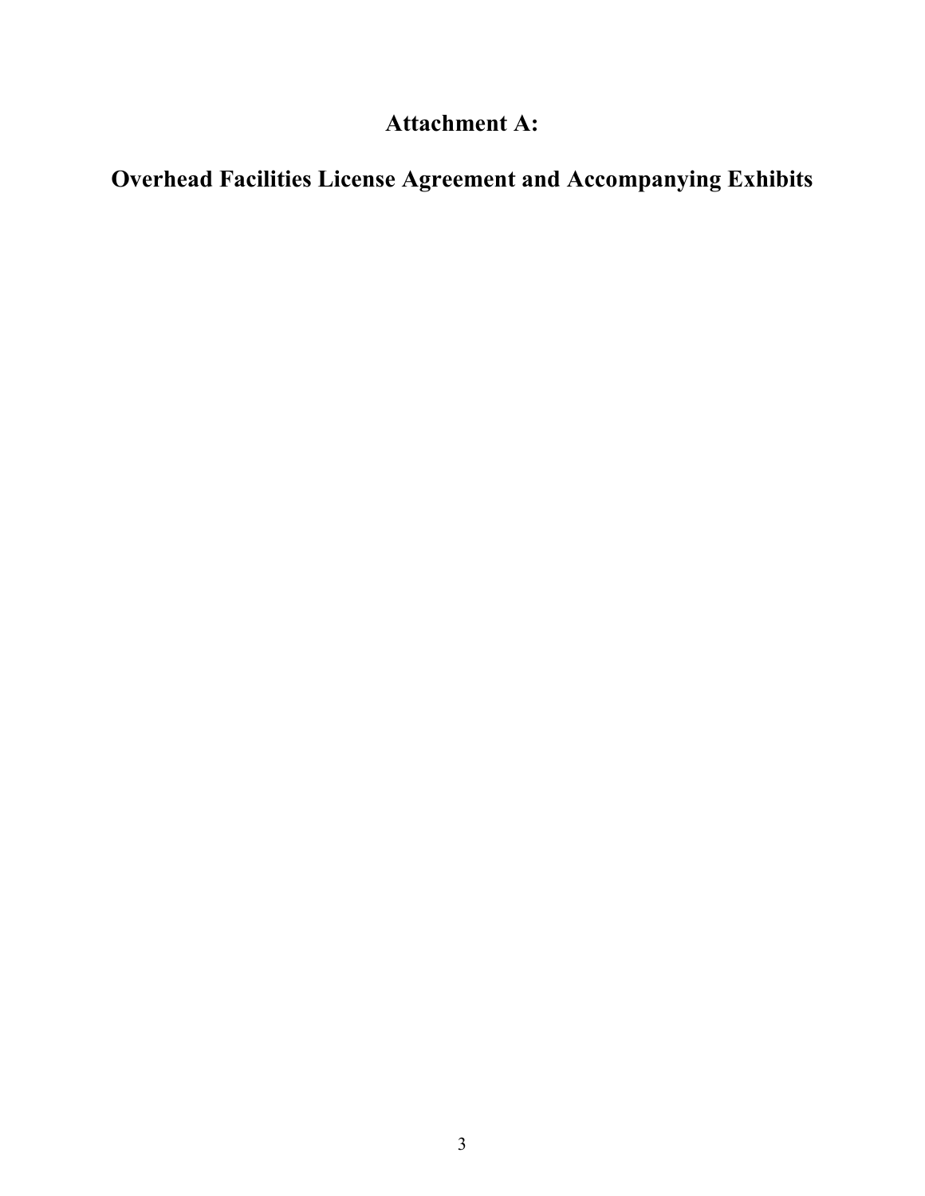# Attachment A:

# Overhead Facilities License Agreement and Accompanying Exhibits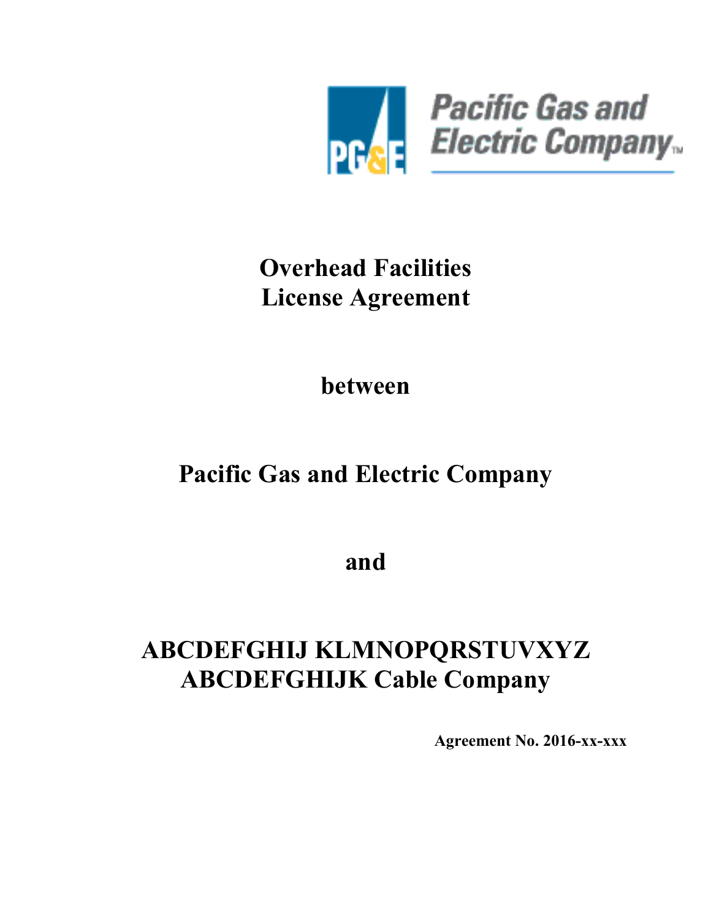Pacific Gas and Electric Company

# Overhead Facilities License Agreement

**between**

## Pacific Gas and Electric Company

**and**

## ABCDEFGHIJ KLMNOPQRSTUVXYZ ABCDEFGHIJK Cable Company

**Agreement No. 2016-xx-xxx**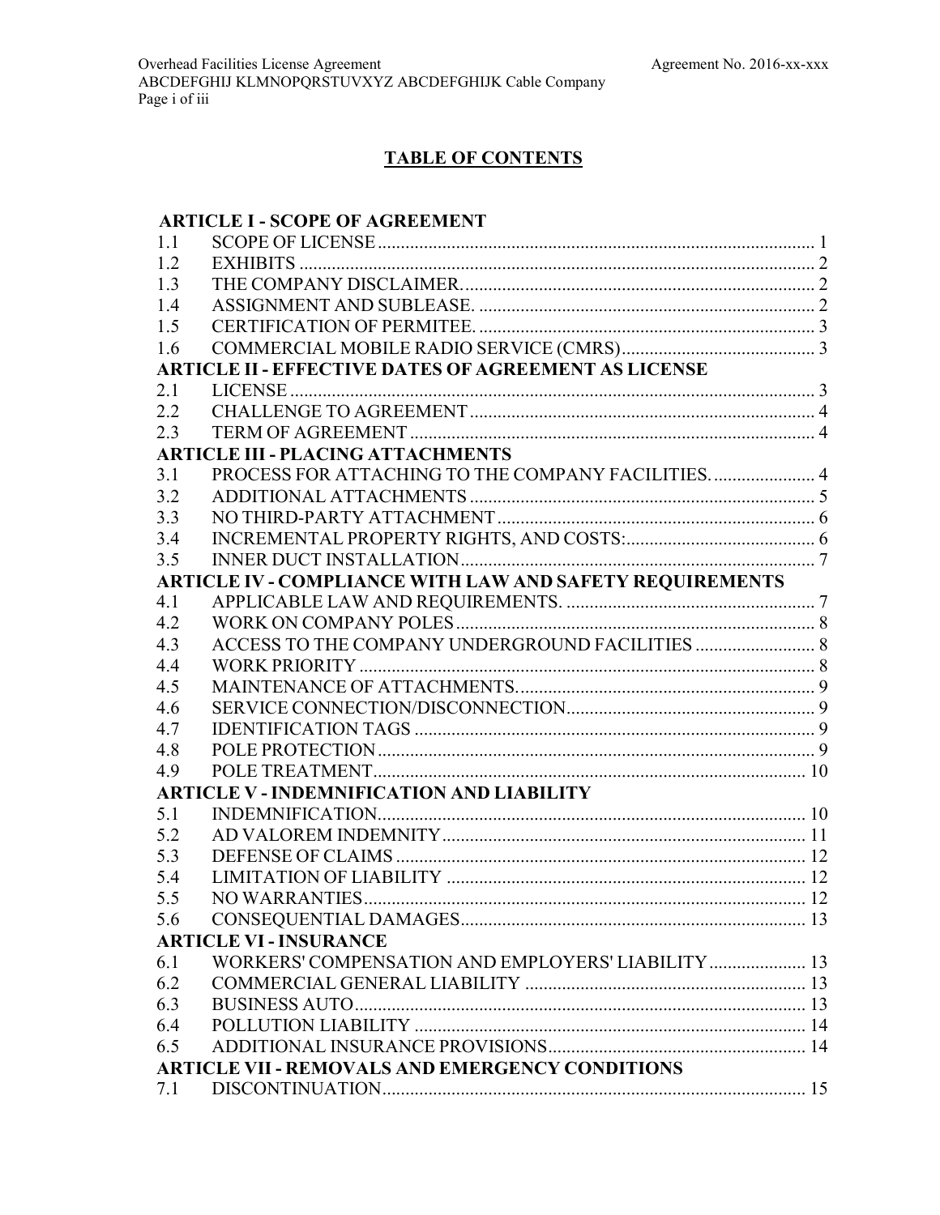## TABLE OF CONTENTS

**ARTICLE I - SCOPE OF AGREEMENT**

| | | |
|---|---|---|
| 1.1 | SCOPE OF LICENSE | 1 |
| 1.2 | EXHIBITS | 2 |
| 1.3 | THE COMPANY DISCLAIMER. | 2 |
| 1.4 | ASSIGNMENT AND SUBLEASE. | 2 |
| 1.5 | CERTIFICATION OF PERMITEE. | 3 |
| 1.6 | COMMERCIAL MOBILE RADIO SERVICE (CMRS) | 3 |

**ARTICLE II - EFFECTIVE DATES OF AGREEMENT AS LICENSE**

| | | |
|---|---|---|
| 2.1 | LICENSE | 3 |
| 2.2 | CHALLENGE TO AGREEMENT | 4 |
| 2.3 | TERM OF AGREEMENT | 4 |

**ARTICLE III - PLACING ATTACHMENTS**

| | | |
|---|---|---|
| 3.1 | PROCESS FOR ATTACHING TO THE COMPANY FACILITIES. | 4 |
| 3.2 | ADDITIONAL ATTACHMENTS | 5 |
| 3.3 | NO THIRD-PARTY ATTACHMENT | 6 |
| 3.4 | INCREMENTAL PROPERTY RIGHTS, AND COSTS: | 6 |
| 3.5 | INNER DUCT INSTALLATION | 7 |

**ARTICLE IV - COMPLIANCE WITH LAW AND SAFETY REQUIREMENTS**

| | | |
|---|---|---|
| 4.1 | APPLICABLE LAW AND REQUIREMENTS. | 7 |
| 4.2 | WORK ON COMPANY POLES | 8 |
| 4.3 | ACCESS TO THE COMPANY UNDERGROUND FACILITIES | 8 |
| 4.4 | WORK PRIORITY | 8 |
| 4.5 | MAINTENANCE OF ATTACHMENTS. | 9 |
| 4.6 | SERVICE CONNECTION/DISCONNECTION | 9 |
| 4.7 | IDENTIFICATION TAGS | 9 |
| 4.8 | POLE PROTECTION | 9 |
| 4.9 | POLE TREATMENT | 10 |

**ARTICLE V - INDEMNIFICATION AND LIABILITY**

| | | |
|---|---|---|
| 5.1 | INDEMNIFICATION. | 10 |
| 5.2 | AD VALOREM INDEMNITY | 11 |
| 5.3 | DEFENSE OF CLAIMS | 12 |
| 5.4 | LIMITATION OF LIABILITY | 12 |
| 5.5 | NO WARRANTIES | 12 |
| 5.6 | CONSEQUENTIAL DAMAGES | 13 |

**ARTICLE VI - INSURANCE**

| | | |
|---|---|---|
| 6.1 | WORKERS' COMPENSATION AND EMPLOYERS' LIABILITY | 13 |
| 6.2 | COMMERCIAL GENERAL LIABILITY | 13 |
| 6.3 | BUSINESS AUTO | 13 |
| 6.4 | POLLUTION LIABILITY | 14 |
| 6.5 | ADDITIONAL INSURANCE PROVISIONS | 14 |

**ARTICLE VII - REMOVALS AND EMERGENCY CONDITIONS**

| | | |
|---|---|---|
| 7.1 | DISCONTINUATION | 15 |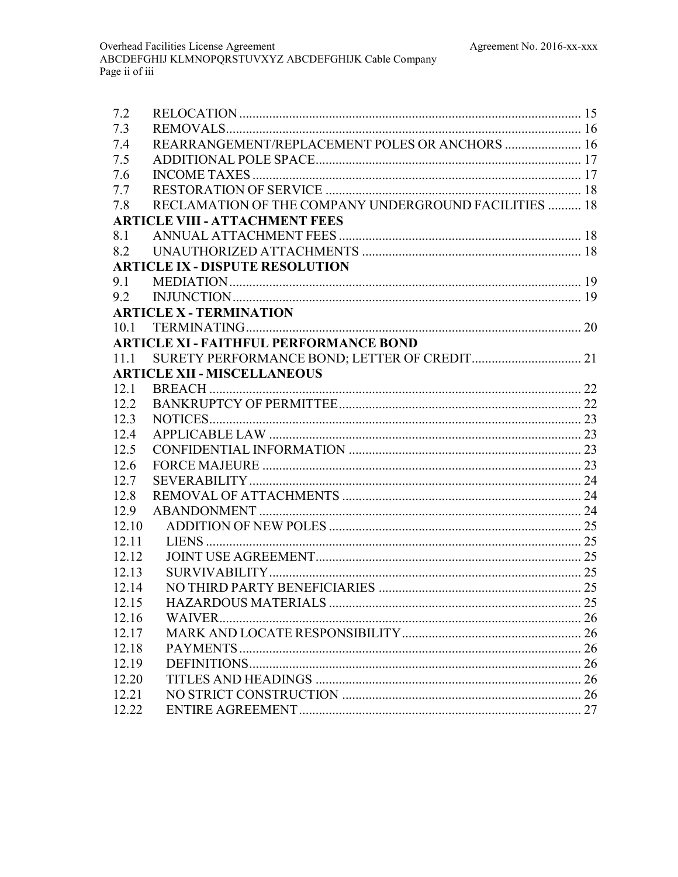| | | |
|---|---|---|
| 7.2 | RELOCATION | 15 |
| 7.3 | REMOVALS | 16 |
| 7.4 | REARRANGEMENT/REPLACEMENT POLES OR ANCHORS | 16 |
| 7.5 | ADDITIONAL POLE SPACE | 17 |
| 7.6 | INCOME TAXES | 17 |
| 7.7 | RESTORATION OF SERVICE | 18 |
| 7.8 | RECLAMATION OF THE COMPANY UNDERGROUND FACILITIES | 18 |
| **ARTICLE VIII - ATTACHMENT FEES** | | |
| 8.1 | ANNUAL ATTACHMENT FEES | 18 |
| 8.2 | UNAUTHORIZED ATTACHMENTS | 18 |
| **ARTICLE IX - DISPUTE RESOLUTION** | | |
| 9.1 | MEDIATION | 19 |
| 9.2 | INJUNCTION | 19 |
| **ARTICLE X - TERMINATION** | | |
| 10.1 | TERMINATING | 20 |
| **ARTICLE XI - FAITHFUL PERFORMANCE BOND** | | |
| 11.1 | SURETY PERFORMANCE BOND; LETTER OF CREDIT | 21 |
| **ARTICLE XII - MISCELLANEOUS** | | |
| 12.1 | BREACH | 22 |
| 12.2 | BANKRUPTCY OF PERMITTEE | 22 |
| 12.3 | NOTICES | 23 |
| 12.4 | APPLICABLE LAW | 23 |
| 12.5 | CONFIDENTIAL INFORMATION | 23 |
| 12.6 | FORCE MAJEURE | 23 |
| 12.7 | SEVERABILITY | 24 |
| 12.8 | REMOVAL OF ATTACHMENTS | 24 |
| 12.9 | ABANDONMENT | 24 |
| 12.10 | ADDITION OF NEW POLES | 25 |
| 12.11 | LIENS | 25 |
| 12.12 | JOINT USE AGREEMENT | 25 |
| 12.13 | SURVIVABILITY | 25 |
| 12.14 | NO THIRD PARTY BENEFICIARIES | 25 |
| 12.15 | HAZARDOUS MATERIALS | 25 |
| 12.16 | WAIVER | 26 |
| 12.17 | MARK AND LOCATE RESPONSIBILITY | 26 |
| 12.18 | PAYMENTS | 26 |
| 12.19 | DEFINITIONS | 26 |
| 12.20 | TITLES AND HEADINGS | 26 |
| 12.21 | NO STRICT CONSTRUCTION | 26 |
| 12.22 | ENTIRE AGREEMENT | 27 |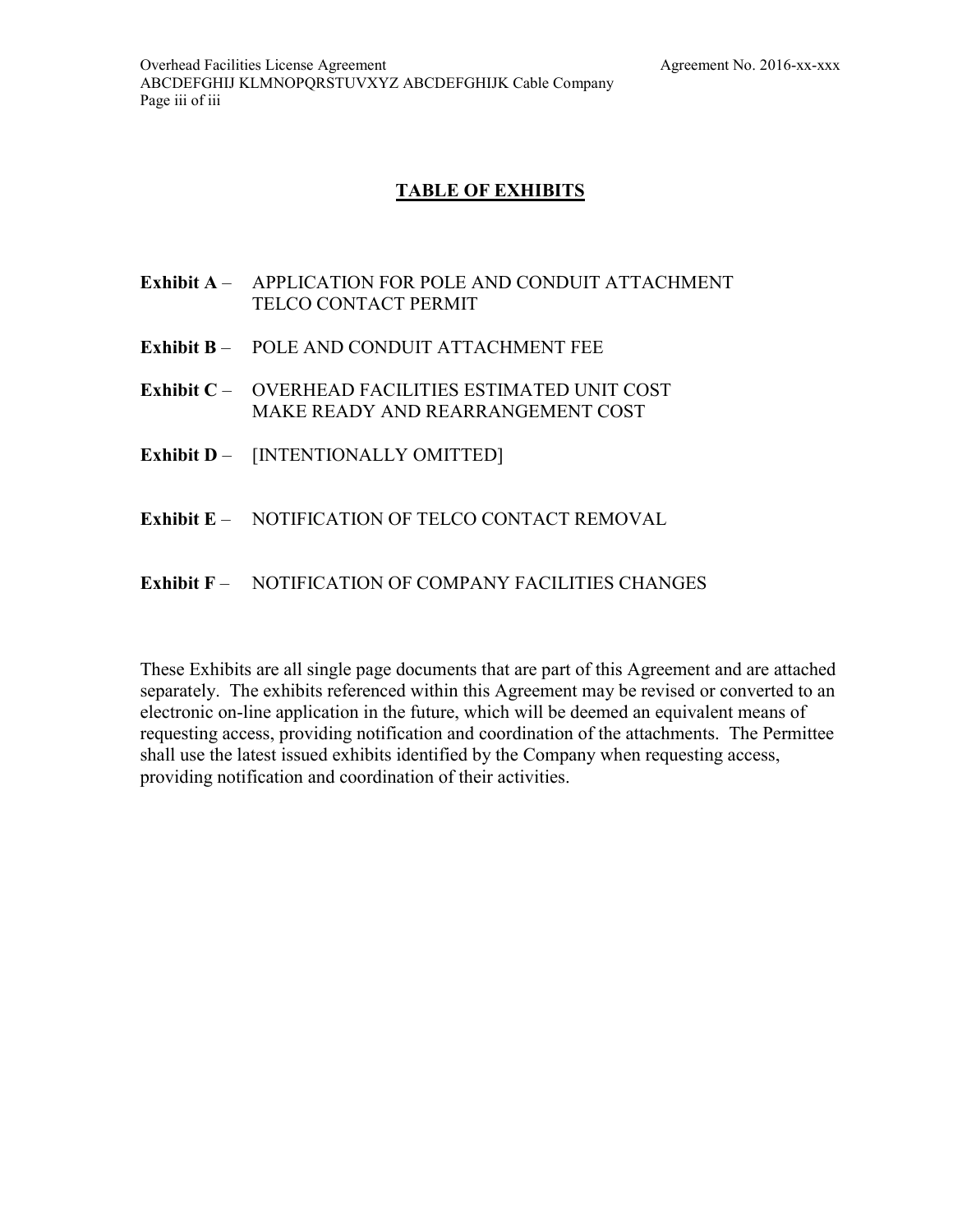## TABLE OF EXHIBITS

**Exhibit A** – APPLICATION FOR POLE AND CONDUIT ATTACHMENT TELCO CONTACT PERMIT

**Exhibit B** – POLE AND CONDUIT ATTACHMENT FEE

**Exhibit C** – OVERHEAD FACILITIES ESTIMATED UNIT COST MAKE READY AND REARRANGEMENT COST

**Exhibit D** – [INTENTIONALLY OMITTED]

**Exhibit E** – NOTIFICATION OF TELCO CONTACT REMOVAL

**Exhibit F** – NOTIFICATION OF COMPANY FACILITIES CHANGES

These Exhibits are all single page documents that are part of this Agreement and are attached separately. The exhibits referenced within this Agreement may be revised or converted to an electronic on-line application in the future, which will be deemed an equivalent means of requesting access, providing notification and coordination of the attachments. The Permittee shall use the latest issued exhibits identified by the Company when requesting access, providing notification and coordination of their activities.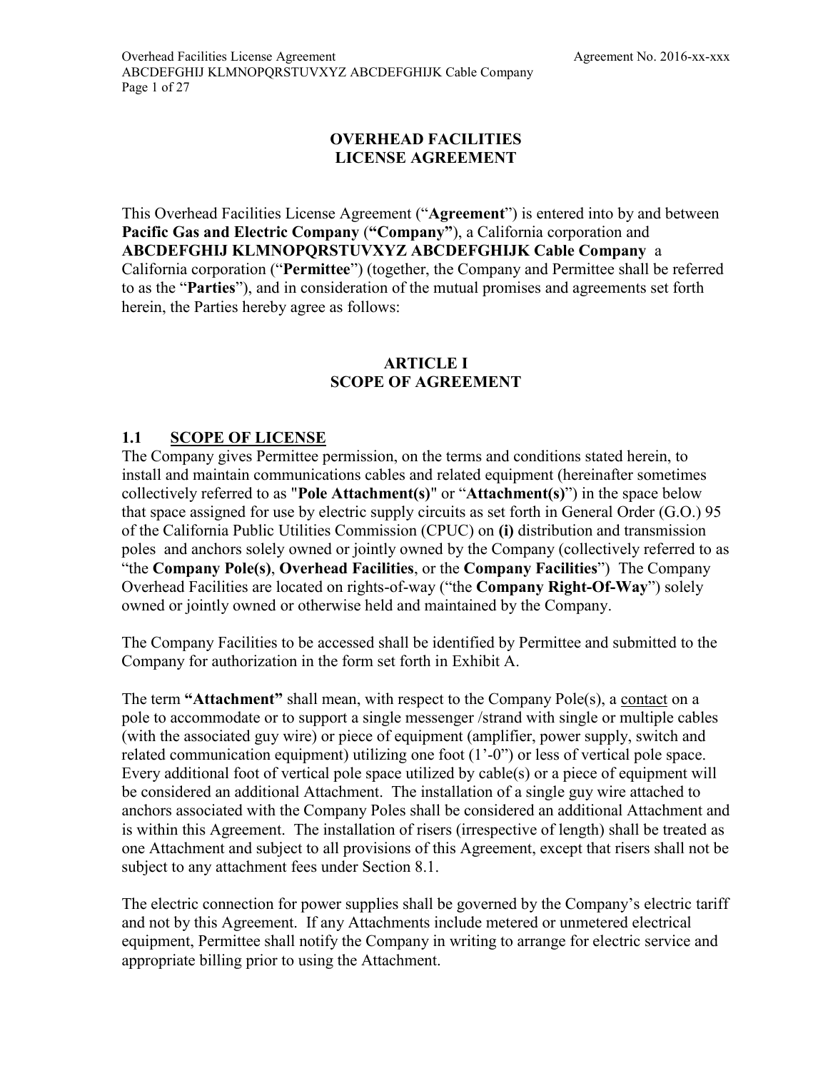# OVERHEAD FACILITIES LICENSE AGREEMENT

This Overhead Facilities License Agreement ("**Agreement**") is entered into by and between **Pacific Gas and Electric Company** (**"Company"**), a California corporation and **ABCDEFGHIJ KLMNOPQRSTUVXYZ ABCDEFGHIJK Cable Company** a California corporation ("**Permittee**") (together, the Company and Permittee shall be referred to as the "**Parties**"), and in consideration of the mutual promises and agreements set forth herein, the Parties hereby agree as follows:

## ARTICLE I
## SCOPE OF AGREEMENT

### 1.1 SCOPE OF LICENSE

The Company gives Permittee permission, on the terms and conditions stated herein, to install and maintain communications cables and related equipment (hereinafter sometimes collectively referred to as "**Pole Attachment(s)**" or "**Attachment(s)**") in the space below that space assigned for use by electric supply circuits as set forth in General Order (G.O.) 95 of the California Public Utilities Commission (CPUC) on **(i)** distribution and transmission poles and anchors solely owned or jointly owned by the Company (collectively referred to as "the **Company Pole(s)**, **Overhead Facilities**, or the **Company Facilities**") The Company Overhead Facilities are located on rights-of-way ("the **Company Right-Of-Way**") solely owned or jointly owned or otherwise held and maintained by the Company.

The Company Facilities to be accessed shall be identified by Permittee and submitted to the Company for authorization in the form set forth in Exhibit A.

The term **"Attachment"** shall mean, with respect to the Company Pole(s), a contact on a pole to accommodate or to support a single messenger /strand with single or multiple cables (with the associated guy wire) or piece of equipment (amplifier, power supply, switch and related communication equipment) utilizing one foot (1'-0") or less of vertical pole space. Every additional foot of vertical pole space utilized by cable(s) or a piece of equipment will be considered an additional Attachment. The installation of a single guy wire attached to anchors associated with the Company Poles shall be considered an additional Attachment and is within this Agreement. The installation of risers (irrespective of length) shall be treated as one Attachment and subject to all provisions of this Agreement, except that risers shall not be subject to any attachment fees under Section 8.1.

The electric connection for power supplies shall be governed by the Company's electric tariff and not by this Agreement. If any Attachments include metered or unmetered electrical equipment, Permittee shall notify the Company in writing to arrange for electric service and appropriate billing prior to using the Attachment.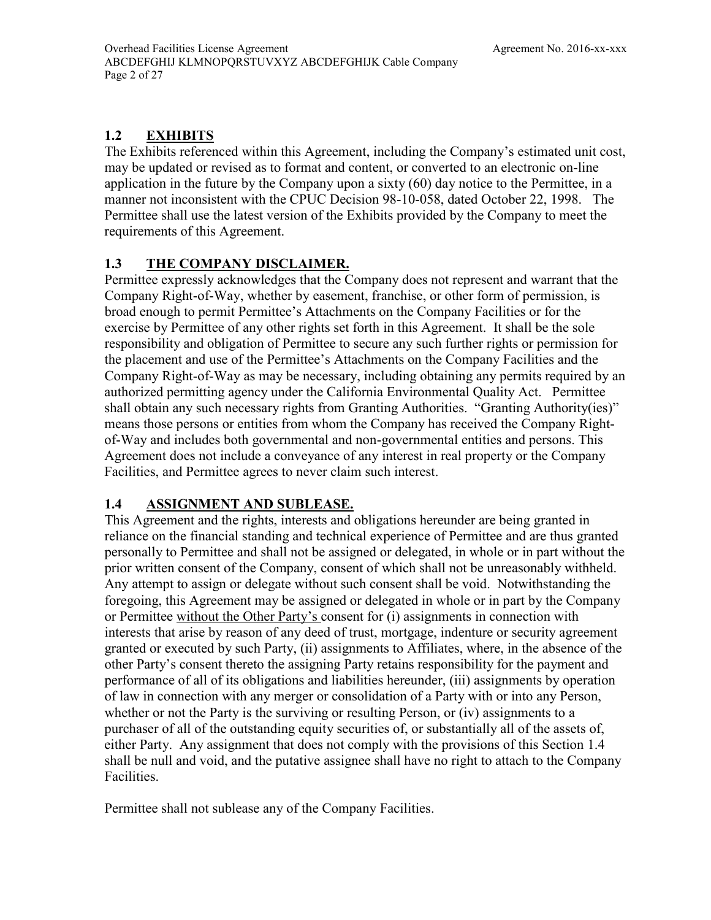## 1.2 EXHIBITS

The Exhibits referenced within this Agreement, including the Company's estimated unit cost, may be updated or revised as to format and content, or converted to an electronic on-line application in the future by the Company upon a sixty (60) day notice to the Permittee, in a manner not inconsistent with the CPUC Decision 98-10-058, dated October 22, 1998. The Permittee shall use the latest version of the Exhibits provided by the Company to meet the requirements of this Agreement.

## 1.3 THE COMPANY DISCLAIMER.

Permittee expressly acknowledges that the Company does not represent and warrant that the Company Right-of-Way, whether by easement, franchise, or other form of permission, is broad enough to permit Permittee's Attachments on the Company Facilities or for the exercise by Permittee of any other rights set forth in this Agreement. It shall be the sole responsibility and obligation of Permittee to secure any such further rights or permission for the placement and use of the Permittee's Attachments on the Company Facilities and the Company Right-of-Way as may be necessary, including obtaining any permits required by an authorized permitting agency under the California Environmental Quality Act. Permittee shall obtain any such necessary rights from Granting Authorities. "Granting Authority(ies)" means those persons or entities from whom the Company has received the Company Right-of-Way and includes both governmental and non-governmental entities and persons. This Agreement does not include a conveyance of any interest in real property or the Company Facilities, and Permittee agrees to never claim such interest.

## 1.4 ASSIGNMENT AND SUBLEASE.

This Agreement and the rights, interests and obligations hereunder are being granted in reliance on the financial standing and technical experience of Permittee and are thus granted personally to Permittee and shall not be assigned or delegated, in whole or in part without the prior written consent of the Company, consent of which shall not be unreasonably withheld. Any attempt to assign or delegate without such consent shall be void. Notwithstanding the foregoing, this Agreement may be assigned or delegated in whole or in part by the Company or Permittee without the Other Party's consent for (i) assignments in connection with interests that arise by reason of any deed of trust, mortgage, indenture or security agreement granted or executed by such Party, (ii) assignments to Affiliates, where, in the absence of the other Party's consent thereto the assigning Party retains responsibility for the payment and performance of all of its obligations and liabilities hereunder, (iii) assignments by operation of law in connection with any merger or consolidation of a Party with or into any Person, whether or not the Party is the surviving or resulting Person, or (iv) assignments to a purchaser of all of the outstanding equity securities of, or substantially all of the assets of, either Party. Any assignment that does not comply with the provisions of this Section 1.4 shall be null and void, and the putative assignee shall have no right to attach to the Company Facilities.

Permittee shall not sublease any of the Company Facilities.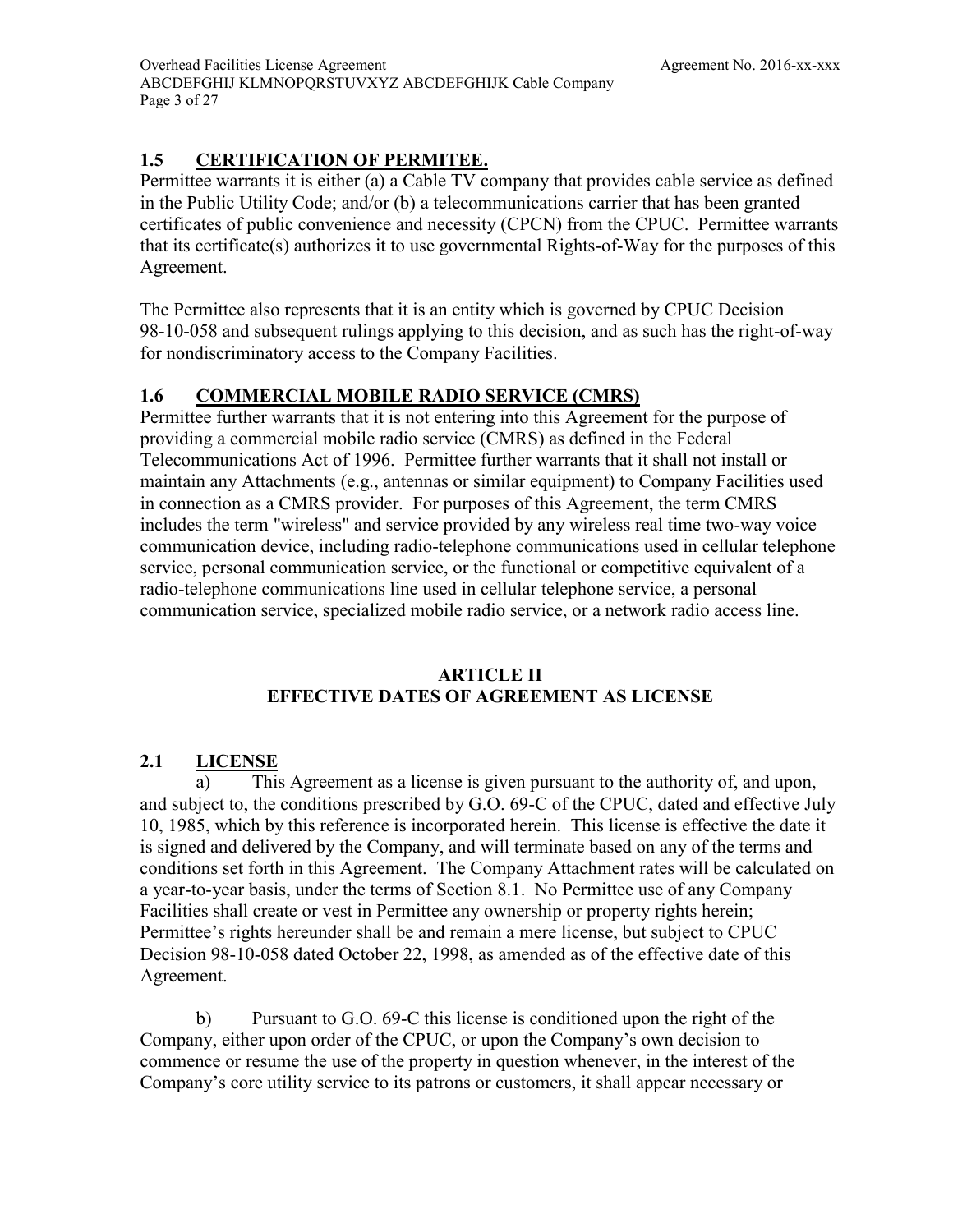## 1.5 CERTIFICATION OF PERMITEE.

Permittee warrants it is either (a) a Cable TV company that provides cable service as defined in the Public Utility Code; and/or (b) a telecommunications carrier that has been granted certificates of public convenience and necessity (CPCN) from the CPUC. Permittee warrants that its certificate(s) authorizes it to use governmental Rights-of-Way for the purposes of this Agreement.

The Permittee also represents that it is an entity which is governed by CPUC Decision 98-10-058 and subsequent rulings applying to this decision, and as such has the right-of-way for nondiscriminatory access to the Company Facilities.

## 1.6 COMMERCIAL MOBILE RADIO SERVICE (CMRS)

Permittee further warrants that it is not entering into this Agreement for the purpose of providing a commercial mobile radio service (CMRS) as defined in the Federal Telecommunications Act of 1996. Permittee further warrants that it shall not install or maintain any Attachments (e.g., antennas or similar equipment) to Company Facilities used in connection as a CMRS provider. For purposes of this Agreement, the term CMRS includes the term "wireless" and service provided by any wireless real time two-way voice communication device, including radio-telephone communications used in cellular telephone service, personal communication service, or the functional or competitive equivalent of a radio-telephone communications line used in cellular telephone service, a personal communication service, specialized mobile radio service, or a network radio access line.

# ARTICLE II
# EFFECTIVE DATES OF AGREEMENT AS LICENSE

## 2.1 LICENSE

a) This Agreement as a license is given pursuant to the authority of, and upon, and subject to, the conditions prescribed by G.O. 69-C of the CPUC, dated and effective July 10, 1985, which by this reference is incorporated herein. This license is effective the date it is signed and delivered by the Company, and will terminate based on any of the terms and conditions set forth in this Agreement. The Company Attachment rates will be calculated on a year-to-year basis, under the terms of Section 8.1. No Permittee use of any Company Facilities shall create or vest in Permittee any ownership or property rights herein; Permittee's rights hereunder shall be and remain a mere license, but subject to CPUC Decision 98-10-058 dated October 22, 1998, as amended as of the effective date of this Agreement.

b) Pursuant to G.O. 69-C this license is conditioned upon the right of the Company, either upon order of the CPUC, or upon the Company's own decision to commence or resume the use of the property in question whenever, in the interest of the Company's core utility service to its patrons or customers, it shall appear necessary or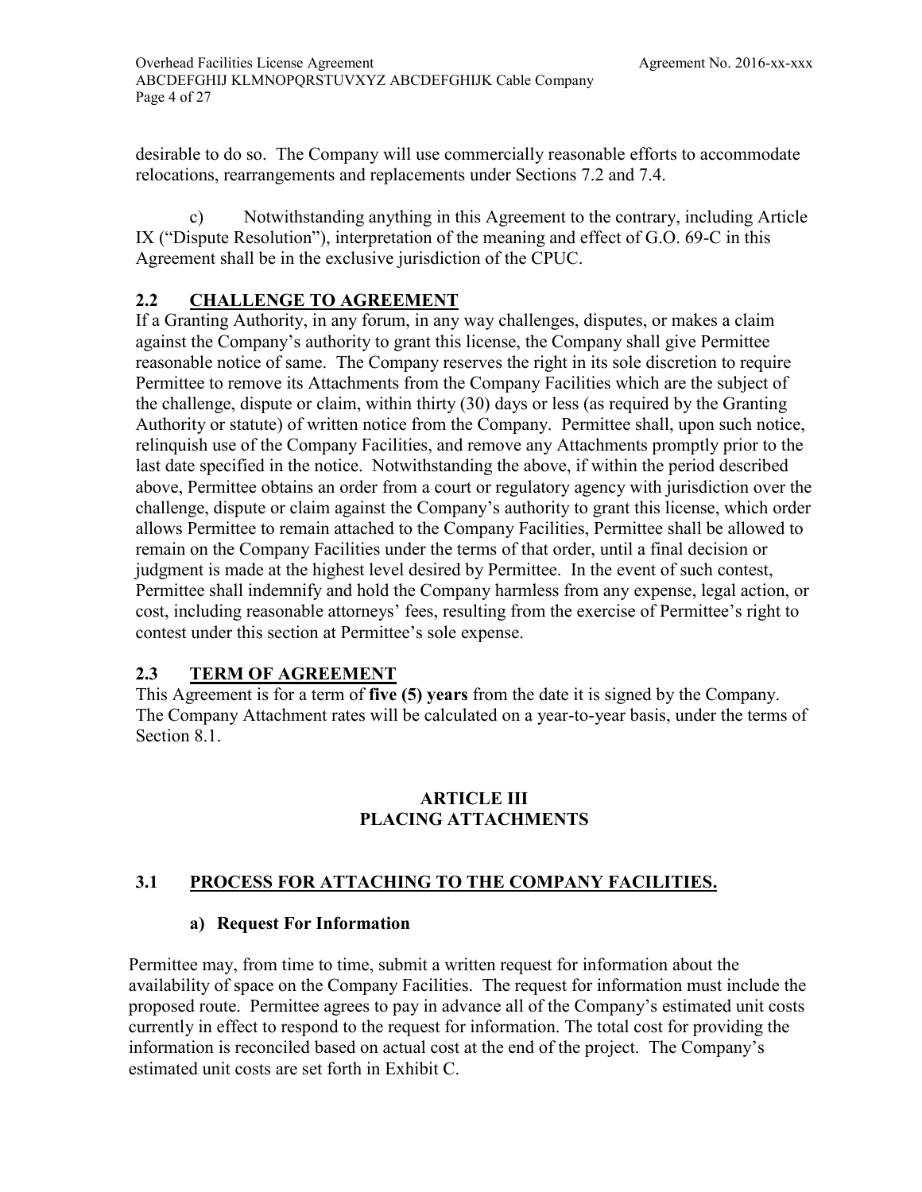desirable to do so. The Company will use commercially reasonable efforts to accommodate relocations, rearrangements and replacements under Sections 7.2 and 7.4.

c) Notwithstanding anything in this Agreement to the contrary, including Article IX ("Dispute Resolution"), interpretation of the meaning and effect of G.O. 69-C in this Agreement shall be in the exclusive jurisdiction of the CPUC.

## 2.2 CHALLENGE TO AGREEMENT

If a Granting Authority, in any forum, in any way challenges, disputes, or makes a claim against the Company's authority to grant this license, the Company shall give Permittee reasonable notice of same. The Company reserves the right in its sole discretion to require Permittee to remove its Attachments from the Company Facilities which are the subject of the challenge, dispute or claim, within thirty (30) days or less (as required by the Granting Authority or statute) of written notice from the Company. Permittee shall, upon such notice, relinquish use of the Company Facilities, and remove any Attachments promptly prior to the last date specified in the notice. Notwithstanding the above, if within the period described above, Permittee obtains an order from a court or regulatory agency with jurisdiction over the challenge, dispute or claim against the Company's authority to grant this license, which order allows Permittee to remain attached to the Company Facilities, Permittee shall be allowed to remain on the Company Facilities under the terms of that order, until a final decision or judgment is made at the highest level desired by Permittee. In the event of such contest, Permittee shall indemnify and hold the Company harmless from any expense, legal action, or cost, including reasonable attorneys' fees, resulting from the exercise of Permittee's right to contest under this section at Permittee's sole expense.

## 2.3 TERM OF AGREEMENT

This Agreement is for a term of **five (5) years** from the date it is signed by the Company. The Company Attachment rates will be calculated on a year-to-year basis, under the terms of Section 8.1.

# ARTICLE III
# PLACING ATTACHMENTS

## 3.1 PROCESS FOR ATTACHING TO THE COMPANY FACILITIES.

### a) Request For Information

Permittee may, from time to time, submit a written request for information about the availability of space on the Company Facilities. The request for information must include the proposed route. Permittee agrees to pay in advance all of the Company's estimated unit costs currently in effect to respond to the request for information. The total cost for providing the information is reconciled based on actual cost at the end of the project. The Company's estimated unit costs are set forth in Exhibit C.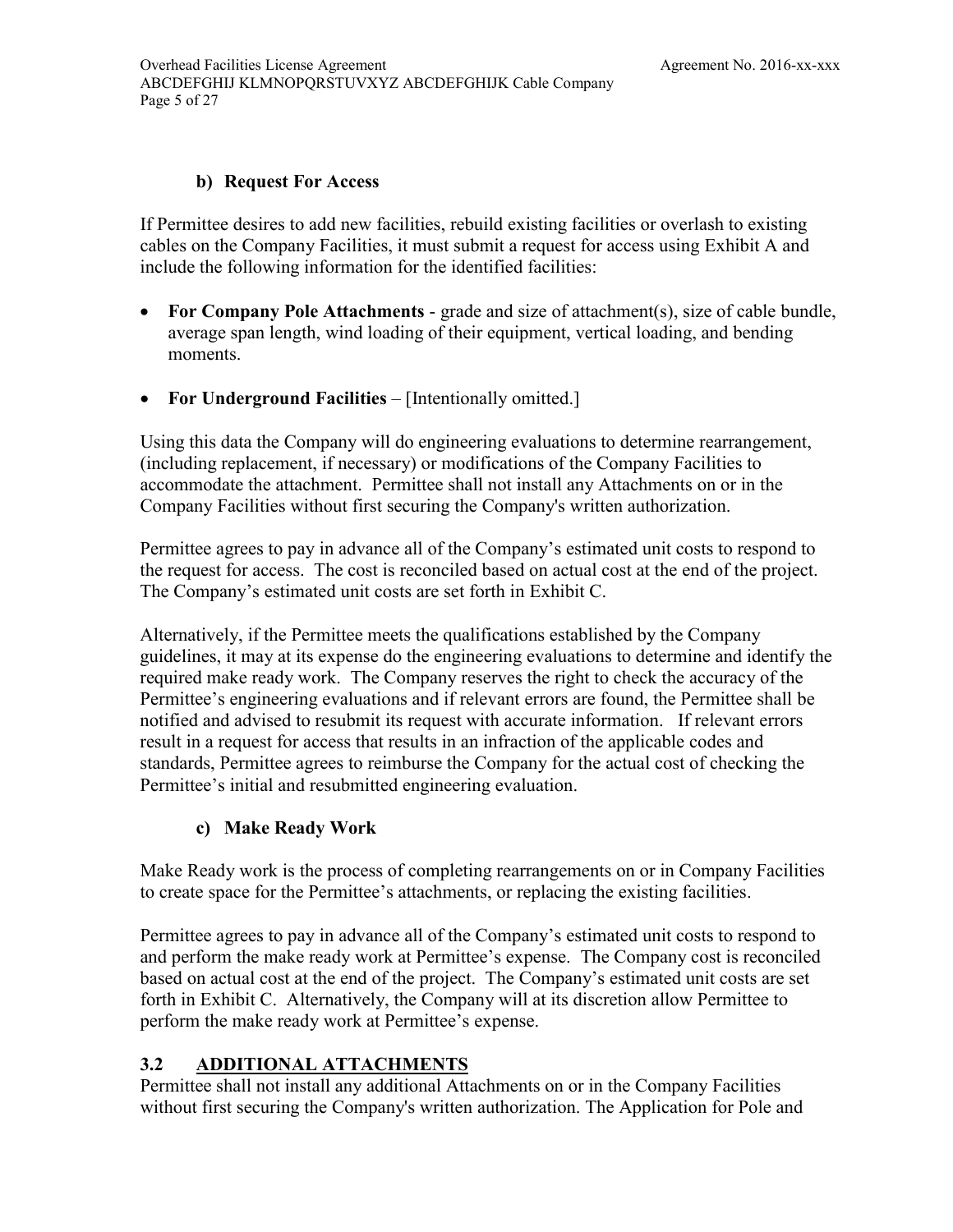#### b) Request For Access

If Permittee desires to add new facilities, rebuild existing facilities or overlash to existing cables on the Company Facilities, it must submit a request for access using Exhibit A and include the following information for the identified facilities:

- **For Company Pole Attachments** - grade and size of attachment(s), size of cable bundle, average span length, wind loading of their equipment, vertical loading, and bending moments.
- **For Underground Facilities** – [Intentionally omitted.]

Using this data the Company will do engineering evaluations to determine rearrangement, (including replacement, if necessary) or modifications of the Company Facilities to accommodate the attachment. Permittee shall not install any Attachments on or in the Company Facilities without first securing the Company's written authorization.

Permittee agrees to pay in advance all of the Company's estimated unit costs to respond to the request for access. The cost is reconciled based on actual cost at the end of the project. The Company's estimated unit costs are set forth in Exhibit C.

Alternatively, if the Permittee meets the qualifications established by the Company guidelines, it may at its expense do the engineering evaluations to determine and identify the required make ready work. The Company reserves the right to check the accuracy of the Permittee's engineering evaluations and if relevant errors are found, the Permittee shall be notified and advised to resubmit its request with accurate information. If relevant errors result in a request for access that results in an infraction of the applicable codes and standards, Permittee agrees to reimburse the Company for the actual cost of checking the Permittee's initial and resubmitted engineering evaluation.

#### c) Make Ready Work

Make Ready work is the process of completing rearrangements on or in Company Facilities to create space for the Permittee's attachments, or replacing the existing facilities.

Permittee agrees to pay in advance all of the Company's estimated unit costs to respond to and perform the make ready work at Permittee's expense. The Company cost is reconciled based on actual cost at the end of the project. The Company's estimated unit costs are set forth in Exhibit C. Alternatively, the Company will at its discretion allow Permittee to perform the make ready work at Permittee's expense.

### 3.2 ADDITIONAL ATTACHMENTS

Permittee shall not install any additional Attachments on or in the Company Facilities without first securing the Company's written authorization. The Application for Pole and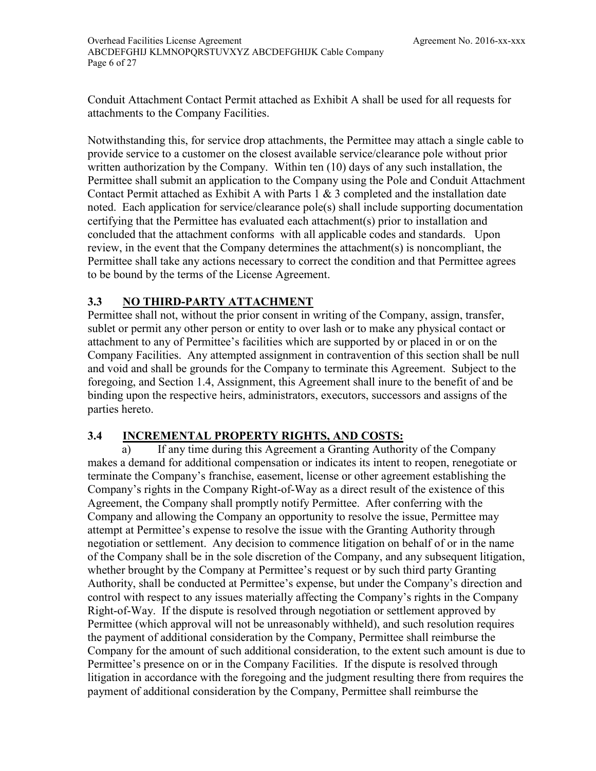Conduit Attachment Contact Permit attached as Exhibit A shall be used for all requests for attachments to the Company Facilities.

Notwithstanding this, for service drop attachments, the Permittee may attach a single cable to provide service to a customer on the closest available service/clearance pole without prior written authorization by the Company. Within ten (10) days of any such installation, the Permittee shall submit an application to the Company using the Pole and Conduit Attachment Contact Permit attached as Exhibit A with Parts 1 & 3 completed and the installation date noted. Each application for service/clearance pole(s) shall include supporting documentation certifying that the Permittee has evaluated each attachment(s) prior to installation and concluded that the attachment conforms with all applicable codes and standards. Upon review, in the event that the Company determines the attachment(s) is noncompliant, the Permittee shall take any actions necessary to correct the condition and that Permittee agrees to be bound by the terms of the License Agreement.

## 3.3 NO THIRD-PARTY ATTACHMENT

Permittee shall not, without the prior consent in writing of the Company, assign, transfer, sublet or permit any other person or entity to over lash or to make any physical contact or attachment to any of Permittee's facilities which are supported by or placed in or on the Company Facilities. Any attempted assignment in contravention of this section shall be null and void and shall be grounds for the Company to terminate this Agreement. Subject to the foregoing, and Section 1.4, Assignment, this Agreement shall inure to the benefit of and be binding upon the respective heirs, administrators, executors, successors and assigns of the parties hereto.

## 3.4 INCREMENTAL PROPERTY RIGHTS, AND COSTS:

a) If any time during this Agreement a Granting Authority of the Company makes a demand for additional compensation or indicates its intent to reopen, renegotiate or terminate the Company's franchise, easement, license or other agreement establishing the Company's rights in the Company Right-of-Way as a direct result of the existence of this Agreement, the Company shall promptly notify Permittee. After conferring with the Company and allowing the Company an opportunity to resolve the issue, Permittee may attempt at Permittee's expense to resolve the issue with the Granting Authority through negotiation or settlement. Any decision to commence litigation on behalf of or in the name of the Company shall be in the sole discretion of the Company, and any subsequent litigation, whether brought by the Company at Permittee's request or by such third party Granting Authority, shall be conducted at Permittee's expense, but under the Company's direction and control with respect to any issues materially affecting the Company's rights in the Company Right-of-Way. If the dispute is resolved through negotiation or settlement approved by Permittee (which approval will not be unreasonably withheld), and such resolution requires the payment of additional consideration by the Company, Permittee shall reimburse the Company for the amount of such additional consideration, to the extent such amount is due to Permittee's presence on or in the Company Facilities. If the dispute is resolved through litigation in accordance with the foregoing and the judgment resulting there from requires the payment of additional consideration by the Company, Permittee shall reimburse the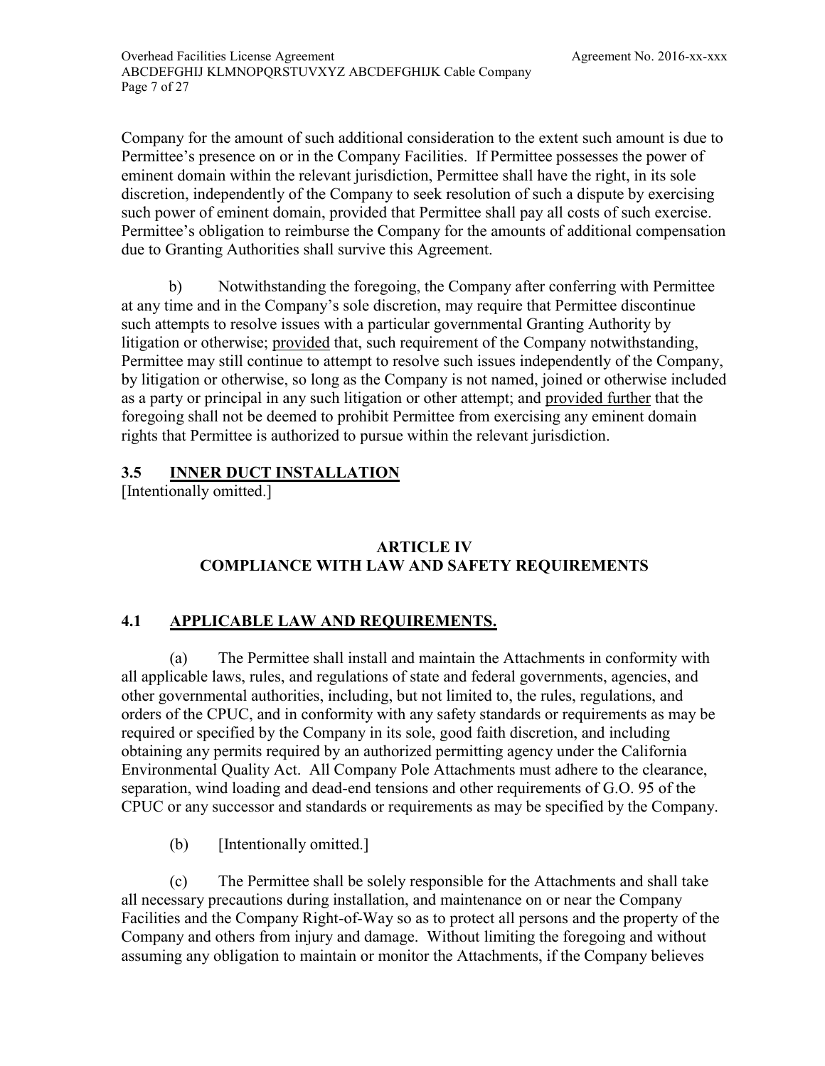Company for the amount of such additional consideration to the extent such amount is due to Permittee's presence on or in the Company Facilities. If Permittee possesses the power of eminent domain within the relevant jurisdiction, Permittee shall have the right, in its sole discretion, independently of the Company to seek resolution of such a dispute by exercising such power of eminent domain, provided that Permittee shall pay all costs of such exercise. Permittee's obligation to reimburse the Company for the amounts of additional compensation due to Granting Authorities shall survive this Agreement.

b) Notwithstanding the foregoing, the Company after conferring with Permittee at any time and in the Company's sole discretion, may require that Permittee discontinue such attempts to resolve issues with a particular governmental Granting Authority by litigation or otherwise; provided that, such requirement of the Company notwithstanding, Permittee may still continue to attempt to resolve such issues independently of the Company, by litigation or otherwise, so long as the Company is not named, joined or otherwise included as a party or principal in any such litigation or other attempt; and provided further that the foregoing shall not be deemed to prohibit Permittee from exercising any eminent domain rights that Permittee is authorized to pursue within the relevant jurisdiction.

### 3.5 INNER DUCT INSTALLATION

[Intentionally omitted.]

## ARTICLE IV
## COMPLIANCE WITH LAW AND SAFETY REQUIREMENTS

### 4.1 APPLICABLE LAW AND REQUIREMENTS.

(a) The Permittee shall install and maintain the Attachments in conformity with all applicable laws, rules, and regulations of state and federal governments, agencies, and other governmental authorities, including, but not limited to, the rules, regulations, and orders of the CPUC, and in conformity with any safety standards or requirements as may be required or specified by the Company in its sole, good faith discretion, and including obtaining any permits required by an authorized permitting agency under the California Environmental Quality Act. All Company Pole Attachments must adhere to the clearance, separation, wind loading and dead-end tensions and other requirements of G.O. 95 of the CPUC or any successor and standards or requirements as may be specified by the Company.

(b) [Intentionally omitted.]

(c) The Permittee shall be solely responsible for the Attachments and shall take all necessary precautions during installation, and maintenance on or near the Company Facilities and the Company Right-of-Way so as to protect all persons and the property of the Company and others from injury and damage. Without limiting the foregoing and without assuming any obligation to maintain or monitor the Attachments, if the Company believes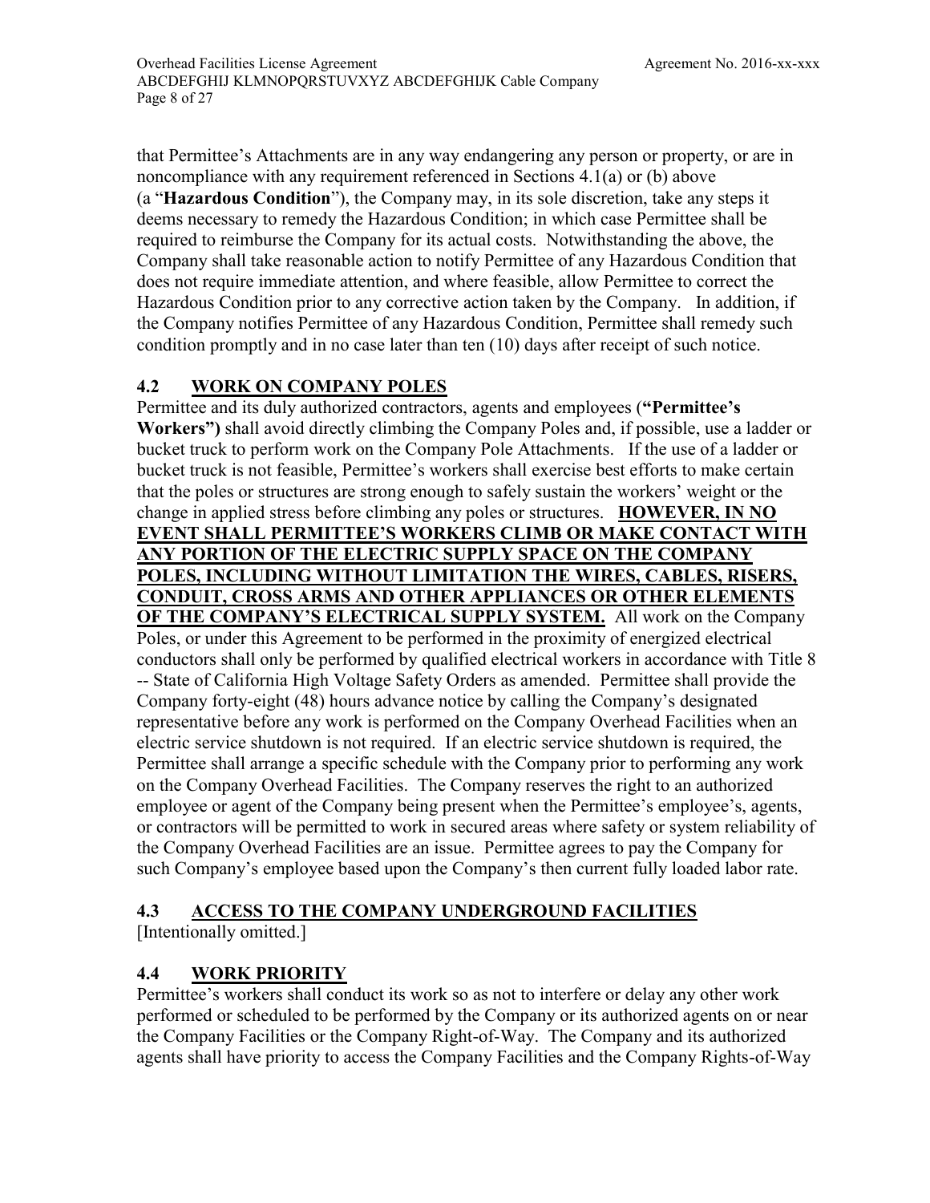that Permittee's Attachments are in any way endangering any person or property, or are in noncompliance with any requirement referenced in Sections 4.1(a) or (b) above (a "**Hazardous Condition**"), the Company may, in its sole discretion, take any steps it deems necessary to remedy the Hazardous Condition; in which case Permittee shall be required to reimburse the Company for its actual costs. Notwithstanding the above, the Company shall take reasonable action to notify Permittee of any Hazardous Condition that does not require immediate attention, and where feasible, allow Permittee to correct the Hazardous Condition prior to any corrective action taken by the Company. In addition, if the Company notifies Permittee of any Hazardous Condition, Permittee shall remedy such condition promptly and in no case later than ten (10) days after receipt of such notice.

## 4.2 WORK ON COMPANY POLES

Permittee and its duly authorized contractors, agents and employees (**"Permittee's Workers")** shall avoid directly climbing the Company Poles and, if possible, use a ladder or bucket truck to perform work on the Company Pole Attachments. If the use of a ladder or bucket truck is not feasible, Permittee's workers shall exercise best efforts to make certain that the poles or structures are strong enough to safely sustain the workers' weight or the change in applied stress before climbing any poles or structures. **HOWEVER, IN NO EVENT SHALL PERMITTEE'S WORKERS CLIMB OR MAKE CONTACT WITH ANY PORTION OF THE ELECTRIC SUPPLY SPACE ON THE COMPANY POLES, INCLUDING WITHOUT LIMITATION THE WIRES, CABLES, RISERS, CONDUIT, CROSS ARMS AND OTHER APPLIANCES OR OTHER ELEMENTS OF THE COMPANY'S ELECTRICAL SUPPLY SYSTEM.** All work on the Company Poles, or under this Agreement to be performed in the proximity of energized electrical conductors shall only be performed by qualified electrical workers in accordance with Title 8 -- State of California High Voltage Safety Orders as amended. Permittee shall provide the Company forty-eight (48) hours advance notice by calling the Company's designated representative before any work is performed on the Company Overhead Facilities when an electric service shutdown is not required. If an electric service shutdown is required, the Permittee shall arrange a specific schedule with the Company prior to performing any work on the Company Overhead Facilities. The Company reserves the right to an authorized employee or agent of the Company being present when the Permittee's employee's, agents, or contractors will be permitted to work in secured areas where safety or system reliability of the Company Overhead Facilities are an issue. Permittee agrees to pay the Company for such Company's employee based upon the Company's then current fully loaded labor rate.

## 4.3 ACCESS TO THE COMPANY UNDERGROUND FACILITIES

[Intentionally omitted.]

## 4.4 WORK PRIORITY

Permittee's workers shall conduct its work so as not to interfere or delay any other work performed or scheduled to be performed by the Company or its authorized agents on or near the Company Facilities or the Company Right-of-Way. The Company and its authorized agents shall have priority to access the Company Facilities and the Company Rights-of-Way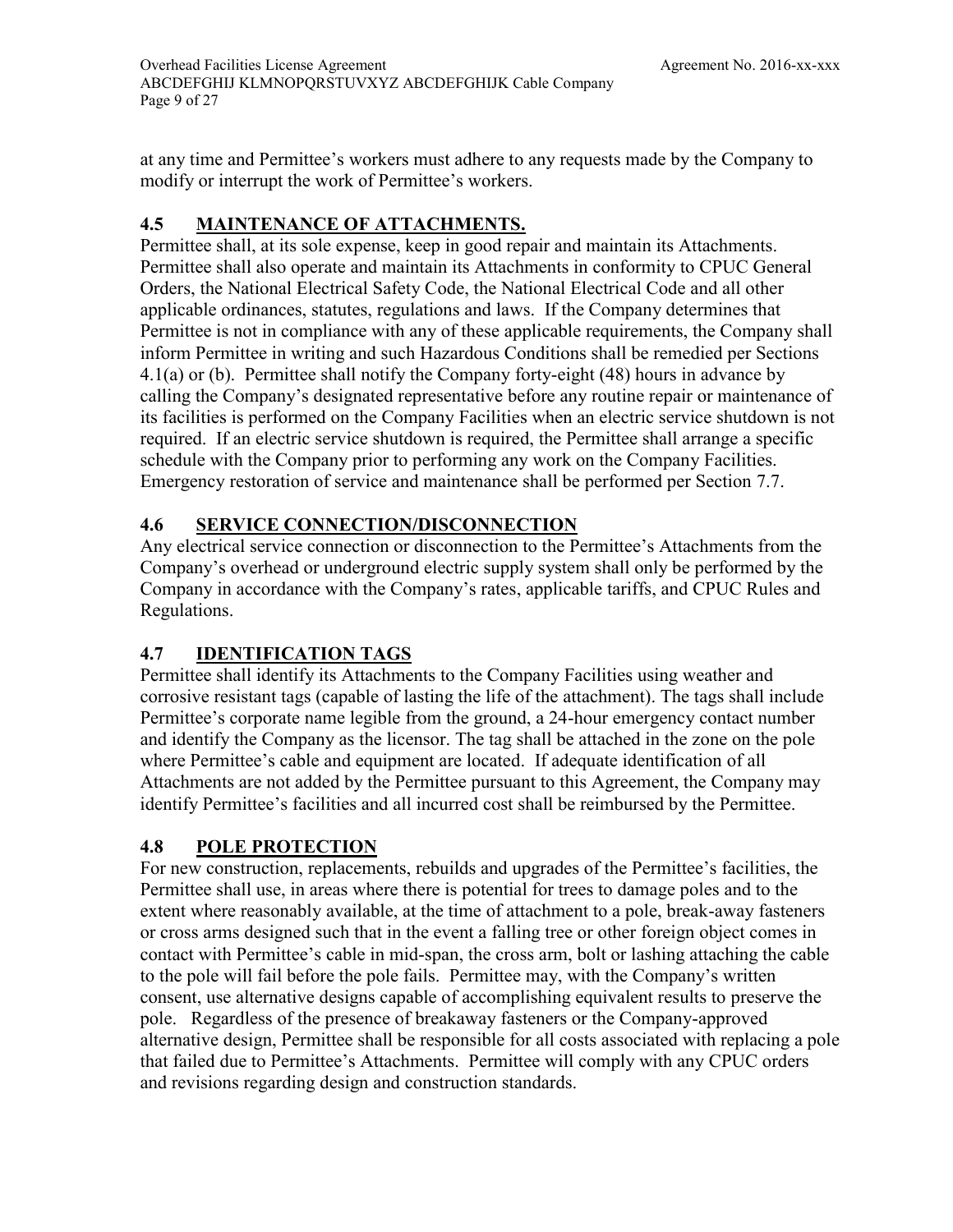at any time and Permittee's workers must adhere to any requests made by the Company to modify or interrupt the work of Permittee's workers.

## 4.5 MAINTENANCE OF ATTACHMENTS.

Permittee shall, at its sole expense, keep in good repair and maintain its Attachments. Permittee shall also operate and maintain its Attachments in conformity to CPUC General Orders, the National Electrical Safety Code, the National Electrical Code and all other applicable ordinances, statutes, regulations and laws. If the Company determines that Permittee is not in compliance with any of these applicable requirements, the Company shall inform Permittee in writing and such Hazardous Conditions shall be remedied per Sections 4.1(a) or (b). Permittee shall notify the Company forty-eight (48) hours in advance by calling the Company's designated representative before any routine repair or maintenance of its facilities is performed on the Company Facilities when an electric service shutdown is not required. If an electric service shutdown is required, the Permittee shall arrange a specific schedule with the Company prior to performing any work on the Company Facilities. Emergency restoration of service and maintenance shall be performed per Section 7.7.

## 4.6 SERVICE CONNECTION/DISCONNECTION

Any electrical service connection or disconnection to the Permittee's Attachments from the Company's overhead or underground electric supply system shall only be performed by the Company in accordance with the Company's rates, applicable tariffs, and CPUC Rules and Regulations.

## 4.7 IDENTIFICATION TAGS

Permittee shall identify its Attachments to the Company Facilities using weather and corrosive resistant tags (capable of lasting the life of the attachment). The tags shall include Permittee's corporate name legible from the ground, a 24-hour emergency contact number and identify the Company as the licensor. The tag shall be attached in the zone on the pole where Permittee's cable and equipment are located. If adequate identification of all Attachments are not added by the Permittee pursuant to this Agreement, the Company may identify Permittee's facilities and all incurred cost shall be reimbursed by the Permittee.

## 4.8 POLE PROTECTION

For new construction, replacements, rebuilds and upgrades of the Permittee's facilities, the Permittee shall use, in areas where there is potential for trees to damage poles and to the extent where reasonably available, at the time of attachment to a pole, break-away fasteners or cross arms designed such that in the event a falling tree or other foreign object comes in contact with Permittee's cable in mid-span, the cross arm, bolt or lashing attaching the cable to the pole will fail before the pole fails. Permittee may, with the Company's written consent, use alternative designs capable of accomplishing equivalent results to preserve the pole. Regardless of the presence of breakaway fasteners or the Company-approved alternative design, Permittee shall be responsible for all costs associated with replacing a pole that failed due to Permittee's Attachments. Permittee will comply with any CPUC orders and revisions regarding design and construction standards.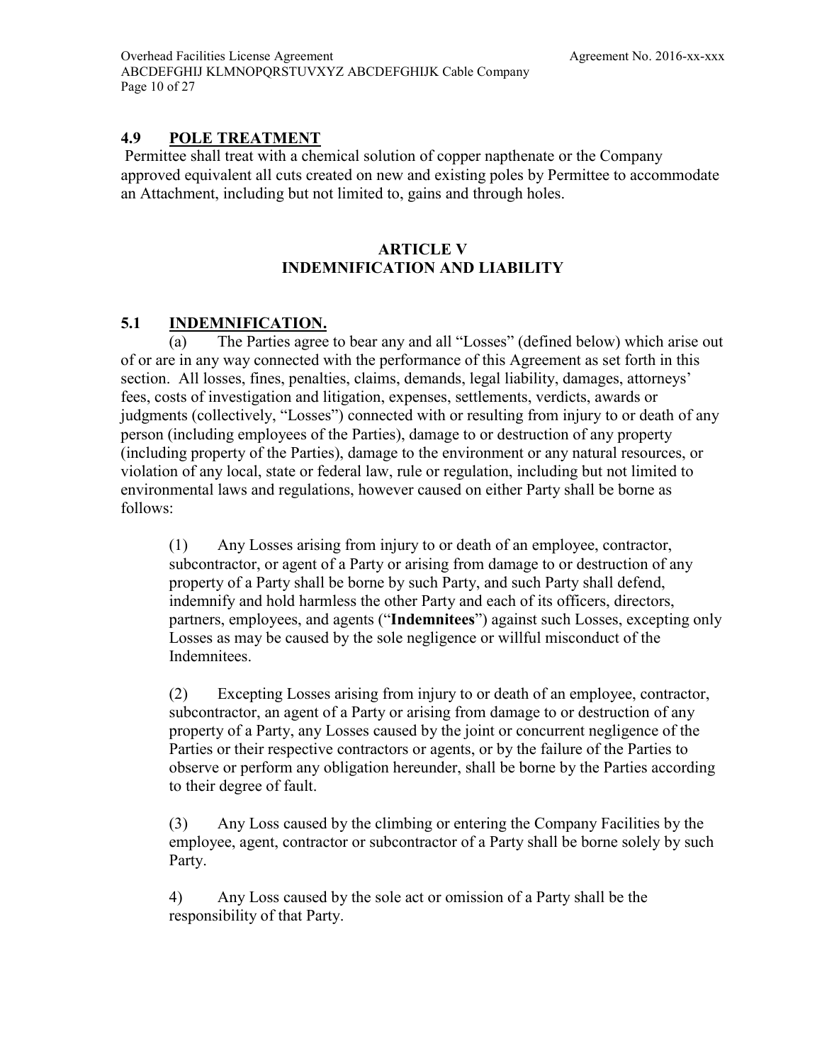## 4.9 POLE TREATMENT

Permittee shall treat with a chemical solution of copper napthenate or the Company approved equivalent all cuts created on new and existing poles by Permittee to accommodate an Attachment, including but not limited to, gains and through holes.

## ARTICLE V
## INDEMNIFICATION AND LIABILITY

## 5.1 INDEMNIFICATION.

(a) The Parties agree to bear any and all "Losses" (defined below) which arise out of or are in any way connected with the performance of this Agreement as set forth in this section. All losses, fines, penalties, claims, demands, legal liability, damages, attorneys' fees, costs of investigation and litigation, expenses, settlements, verdicts, awards or judgments (collectively, "Losses") connected with or resulting from injury to or death of any person (including employees of the Parties), damage to or destruction of any property (including property of the Parties), damage to the environment or any natural resources, or violation of any local, state or federal law, rule or regulation, including but not limited to environmental laws and regulations, however caused on either Party shall be borne as follows:

> (1) Any Losses arising from injury to or death of an employee, contractor, subcontractor, or agent of a Party or arising from damage to or destruction of any property of a Party shall be borne by such Party, and such Party shall defend, indemnify and hold harmless the other Party and each of its officers, directors, partners, employees, and agents ("**Indemnitees**") against such Losses, excepting only Losses as may be caused by the sole negligence or willful misconduct of the Indemnitees.
>
> (2) Excepting Losses arising from injury to or death of an employee, contractor, subcontractor, an agent of a Party or arising from damage to or destruction of any property of a Party, any Losses caused by the joint or concurrent negligence of the Parties or their respective contractors or agents, or by the failure of the Parties to observe or perform any obligation hereunder, shall be borne by the Parties according to their degree of fault.
>
> (3) Any Loss caused by the climbing or entering the Company Facilities by the employee, agent, contractor or subcontractor of a Party shall be borne solely by such Party.
>
> 4) Any Loss caused by the sole act or omission of a Party shall be the responsibility of that Party.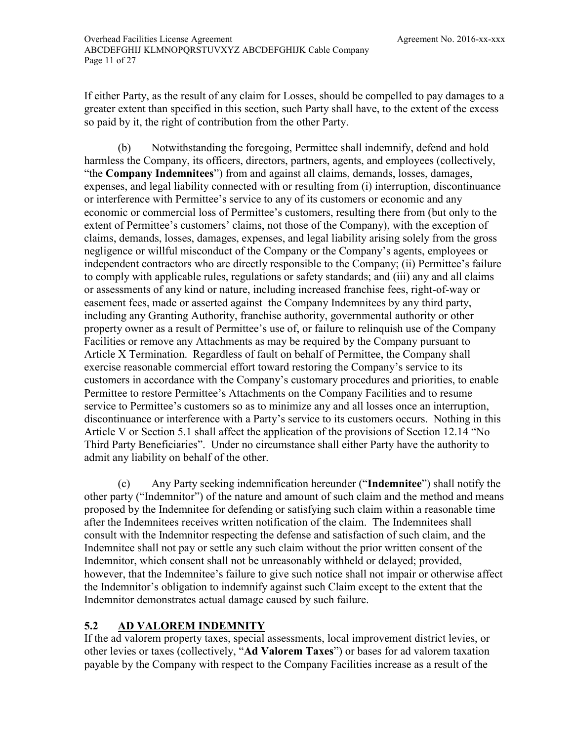If either Party, as the result of any claim for Losses, should be compelled to pay damages to a greater extent than specified in this section, such Party shall have, to the extent of the excess so paid by it, the right of contribution from the other Party.

(b) Notwithstanding the foregoing, Permittee shall indemnify, defend and hold harmless the Company, its officers, directors, partners, agents, and employees (collectively, "the **Company Indemnitees**") from and against all claims, demands, losses, damages, expenses, and legal liability connected with or resulting from (i) interruption, discontinuance or interference with Permittee's service to any of its customers or economic and any economic or commercial loss of Permittee's customers, resulting there from (but only to the extent of Permittee's customers' claims, not those of the Company), with the exception of claims, demands, losses, damages, expenses, and legal liability arising solely from the gross negligence or willful misconduct of the Company or the Company's agents, employees or independent contractors who are directly responsible to the Company; (ii) Permittee's failure to comply with applicable rules, regulations or safety standards; and (iii) any and all claims or assessments of any kind or nature, including increased franchise fees, right-of-way or easement fees, made or asserted against the Company Indemnitees by any third party, including any Granting Authority, franchise authority, governmental authority or other property owner as a result of Permittee's use of, or failure to relinquish use of the Company Facilities or remove any Attachments as may be required by the Company pursuant to Article X Termination. Regardless of fault on behalf of Permittee, the Company shall exercise reasonable commercial effort toward restoring the Company's service to its customers in accordance with the Company's customary procedures and priorities, to enable Permittee to restore Permittee's Attachments on the Company Facilities and to resume service to Permittee's customers so as to minimize any and all losses once an interruption, discontinuance or interference with a Party's service to its customers occurs. Nothing in this Article V or Section 5.1 shall affect the application of the provisions of Section 12.14 "No Third Party Beneficiaries". Under no circumstance shall either Party have the authority to admit any liability on behalf of the other.

(c) Any Party seeking indemnification hereunder ("**Indemnitee**") shall notify the other party ("Indemnitor") of the nature and amount of such claim and the method and means proposed by the Indemnitee for defending or satisfying such claim within a reasonable time after the Indemnitees receives written notification of the claim. The Indemnitees shall consult with the Indemnitor respecting the defense and satisfaction of such claim, and the Indemnitee shall not pay or settle any such claim without the prior written consent of the Indemnitor, which consent shall not be unreasonably withheld or delayed; provided, however, that the Indemnitee's failure to give such notice shall not impair or otherwise affect the Indemnitor's obligation to indemnify against such Claim except to the extent that the Indemnitor demonstrates actual damage caused by such failure.

## 5.2 AD VALOREM INDEMNITY

If the ad valorem property taxes, special assessments, local improvement district levies, or other levies or taxes (collectively, "**Ad Valorem Taxes**") or bases for ad valorem taxation payable by the Company with respect to the Company Facilities increase as a result of the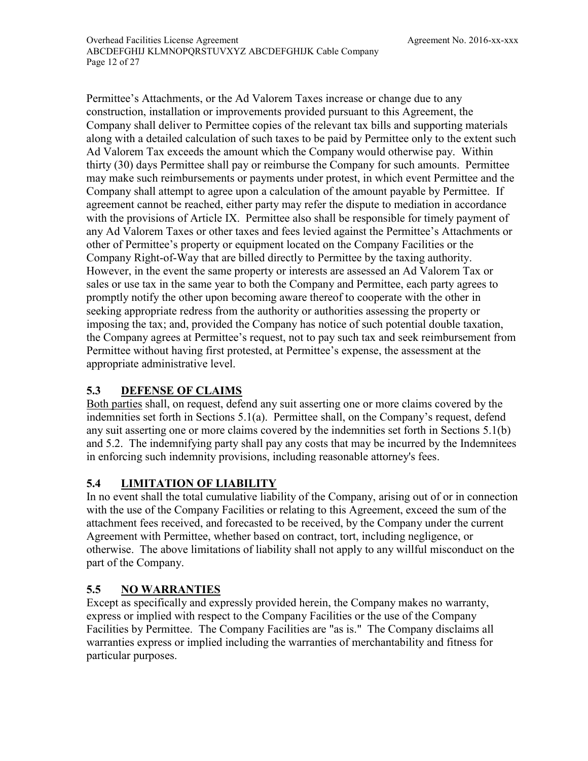Permittee's Attachments, or the Ad Valorem Taxes increase or change due to any construction, installation or improvements provided pursuant to this Agreement, the Company shall deliver to Permittee copies of the relevant tax bills and supporting materials along with a detailed calculation of such taxes to be paid by Permittee only to the extent such Ad Valorem Tax exceeds the amount which the Company would otherwise pay. Within thirty (30) days Permittee shall pay or reimburse the Company for such amounts. Permittee may make such reimbursements or payments under protest, in which event Permittee and the Company shall attempt to agree upon a calculation of the amount payable by Permittee. If agreement cannot be reached, either party may refer the dispute to mediation in accordance with the provisions of Article IX. Permittee also shall be responsible for timely payment of any Ad Valorem Taxes or other taxes and fees levied against the Permittee's Attachments or other of Permittee's property or equipment located on the Company Facilities or the Company Right-of-Way that are billed directly to Permittee by the taxing authority. However, in the event the same property or interests are assessed an Ad Valorem Tax or sales or use tax in the same year to both the Company and Permittee, each party agrees to promptly notify the other upon becoming aware thereof to cooperate with the other in seeking appropriate redress from the authority or authorities assessing the property or imposing the tax; and, provided the Company has notice of such potential double taxation, the Company agrees at Permittee's request, not to pay such tax and seek reimbursement from Permittee without having first protested, at Permittee's expense, the assessment at the appropriate administrative level.

## 5.3 DEFENSE OF CLAIMS

Both parties shall, on request, defend any suit asserting one or more claims covered by the indemnities set forth in Sections 5.1(a). Permittee shall, on the Company's request, defend any suit asserting one or more claims covered by the indemnities set forth in Sections 5.1(b) and 5.2. The indemnifying party shall pay any costs that may be incurred by the Indemnitees in enforcing such indemnity provisions, including reasonable attorney's fees.

## 5.4 LIMITATION OF LIABILITY

In no event shall the total cumulative liability of the Company, arising out of or in connection with the use of the Company Facilities or relating to this Agreement, exceed the sum of the attachment fees received, and forecasted to be received, by the Company under the current Agreement with Permittee, whether based on contract, tort, including negligence, or otherwise. The above limitations of liability shall not apply to any willful misconduct on the part of the Company.

## 5.5 NO WARRANTIES

Except as specifically and expressly provided herein, the Company makes no warranty, express or implied with respect to the Company Facilities or the use of the Company Facilities by Permittee. The Company Facilities are "as is." The Company disclaims all warranties express or implied including the warranties of merchantability and fitness for particular purposes.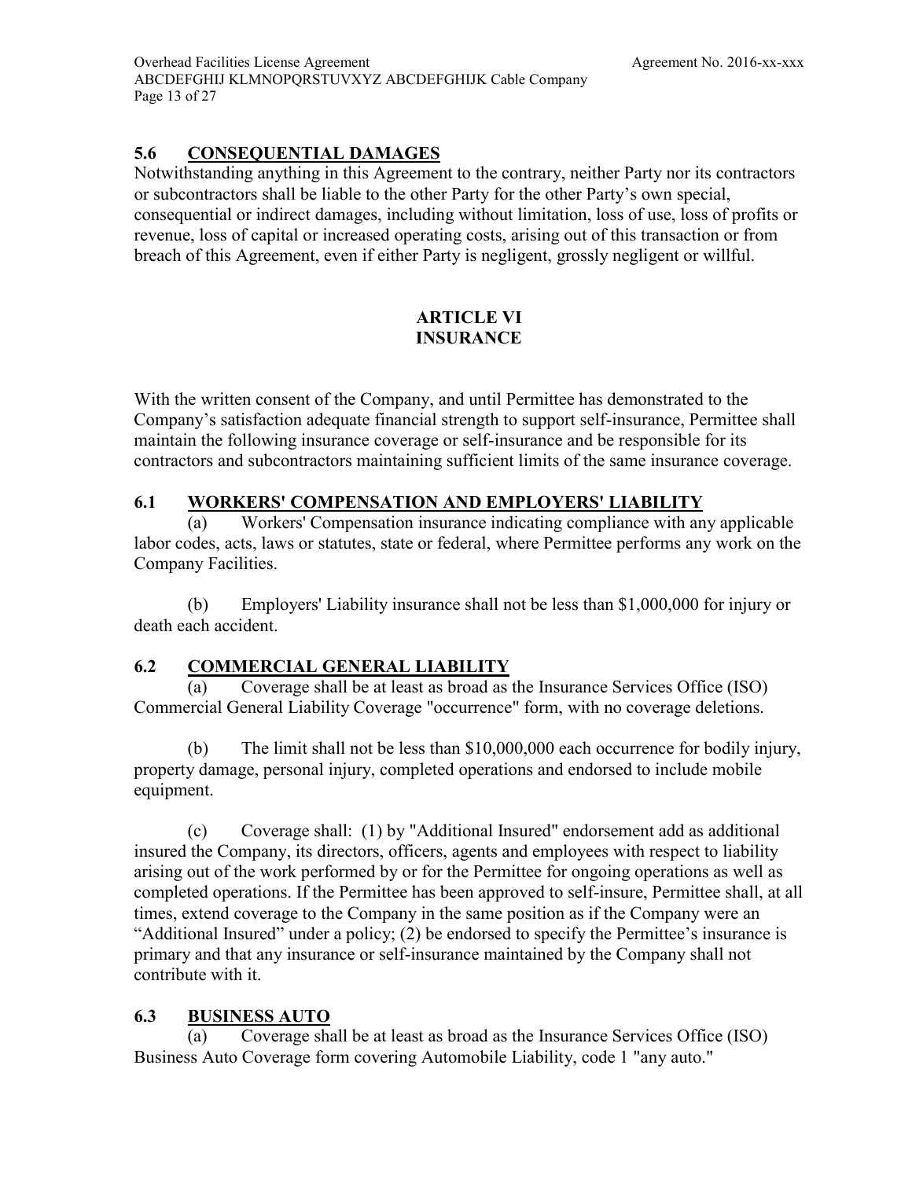### 5.6 CONSEQUENTIAL DAMAGES

Notwithstanding anything in this Agreement to the contrary, neither Party nor its contractors or subcontractors shall be liable to the other Party for the other Party's own special, consequential or indirect damages, including without limitation, loss of use, loss of profits or revenue, loss of capital or increased operating costs, arising out of this transaction or from breach of this Agreement, even if either Party is negligent, grossly negligent or willful.

## ARTICLE VI
## INSURANCE

With the written consent of the Company, and until Permittee has demonstrated to the Company's satisfaction adequate financial strength to support self-insurance, Permittee shall maintain the following insurance coverage or self-insurance and be responsible for its contractors and subcontractors maintaining sufficient limits of the same insurance coverage.

### 6.1 WORKERS' COMPENSATION AND EMPLOYERS' LIABILITY

(a) Workers' Compensation insurance indicating compliance with any applicable labor codes, acts, laws or statutes, state or federal, where Permittee performs any work on the Company Facilities.

(b) Employers' Liability insurance shall not be less than $1,000,000 for injury or death each accident.

### 6.2 COMMERCIAL GENERAL LIABILITY

(a) Coverage shall be at least as broad as the Insurance Services Office (ISO) Commercial General Liability Coverage "occurrence" form, with no coverage deletions.

(b) The limit shall not be less than $10,000,000 each occurrence for bodily injury, property damage, personal injury, completed operations and endorsed to include mobile equipment.

(c) Coverage shall: (1) by "Additional Insured" endorsement add as additional insured the Company, its directors, officers, agents and employees with respect to liability arising out of the work performed by or for the Permittee for ongoing operations as well as completed operations. If the Permittee has been approved to self-insure, Permittee shall, at all times, extend coverage to the Company in the same position as if the Company were an "Additional Insured" under a policy; (2) be endorsed to specify the Permittee's insurance is primary and that any insurance or self-insurance maintained by the Company shall not contribute with it.

### 6.3 BUSINESS AUTO

(a) Coverage shall be at least as broad as the Insurance Services Office (ISO) Business Auto Coverage form covering Automobile Liability, code 1 "any auto."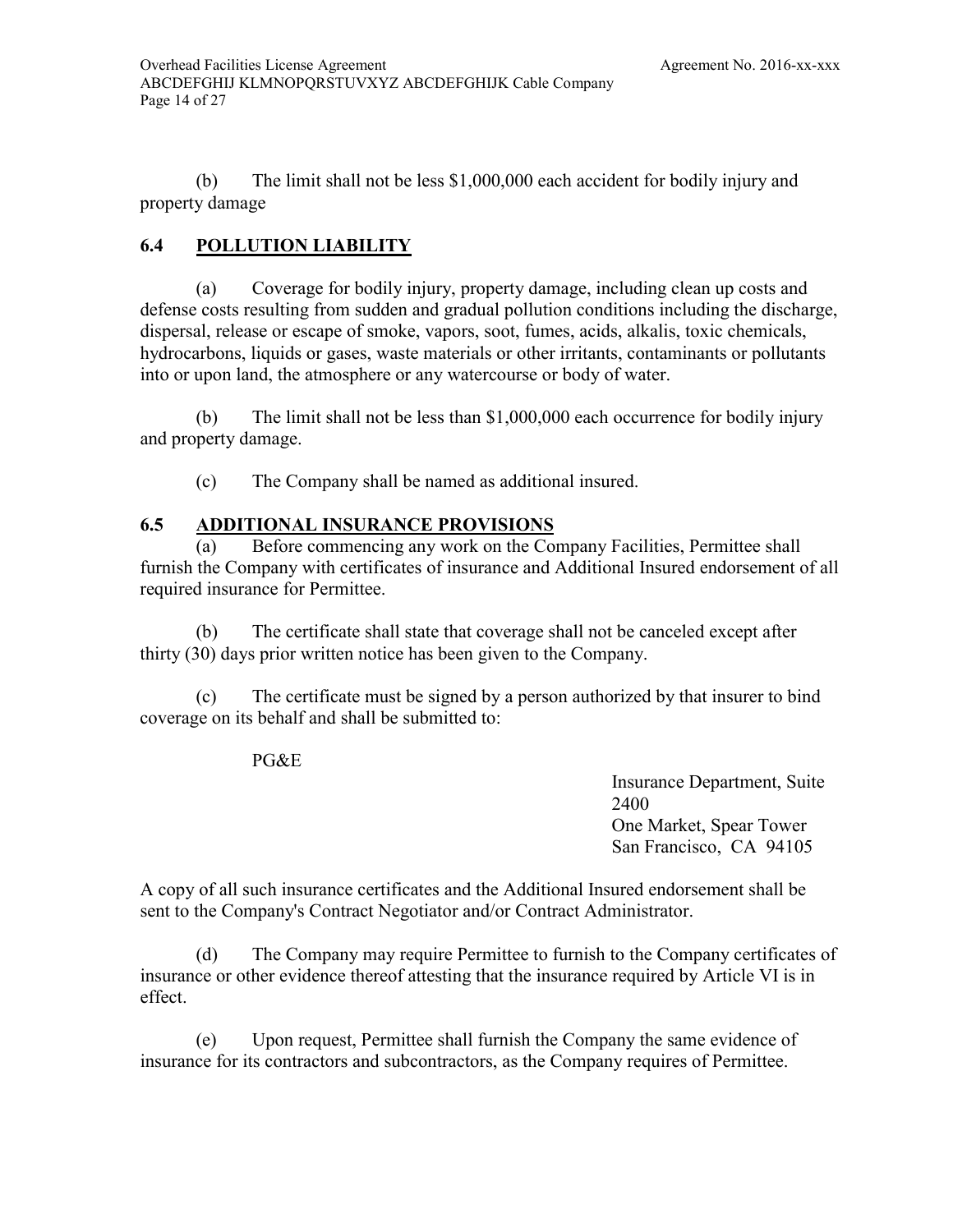(b) The limit shall not be less $1,000,000 each accident for bodily injury and property damage

## 6.4 POLLUTION LIABILITY

(a) Coverage for bodily injury, property damage, including clean up costs and defense costs resulting from sudden and gradual pollution conditions including the discharge, dispersal, release or escape of smoke, vapors, soot, fumes, acids, alkalis, toxic chemicals, hydrocarbons, liquids or gases, waste materials or other irritants, contaminants or pollutants into or upon land, the atmosphere or any watercourse or body of water.

(b) The limit shall not be less than $1,000,000 each occurrence for bodily injury and property damage.

(c) The Company shall be named as additional insured.

## 6.5 ADDITIONAL INSURANCE PROVISIONS

(a) Before commencing any work on the Company Facilities, Permittee shall furnish the Company with certificates of insurance and Additional Insured endorsement of all required insurance for Permittee.

(b) The certificate shall state that coverage shall not be canceled except after thirty (30) days prior written notice has been given to the Company.

(c) The certificate must be signed by a person authorized by that insurer to bind coverage on its behalf and shall be submitted to:

PG&E

Insurance Department, Suite 2400
One Market, Spear Tower
San Francisco, CA 94105

A copy of all such insurance certificates and the Additional Insured endorsement shall be sent to the Company's Contract Negotiator and/or Contract Administrator.

(d) The Company may require Permittee to furnish to the Company certificates of insurance or other evidence thereof attesting that the insurance required by Article VI is in effect.

(e) Upon request, Permittee shall furnish the Company the same evidence of insurance for its contractors and subcontractors, as the Company requires of Permittee.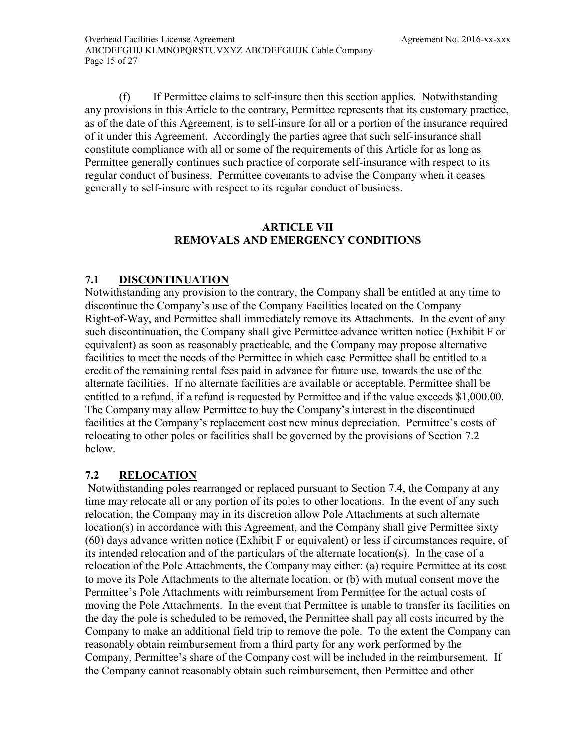(f) If Permittee claims to self-insure then this section applies. Notwithstanding any provisions in this Article to the contrary, Permittee represents that its customary practice, as of the date of this Agreement, is to self-insure for all or a portion of the insurance required of it under this Agreement. Accordingly the parties agree that such self-insurance shall constitute compliance with all or some of the requirements of this Article for as long as Permittee generally continues such practice of corporate self-insurance with respect to its regular conduct of business. Permittee covenants to advise the Company when it ceases generally to self-insure with respect to its regular conduct of business.

## ARTICLE VII
## REMOVALS AND EMERGENCY CONDITIONS

### 7.1 DISCONTINUATION

Notwithstanding any provision to the contrary, the Company shall be entitled at any time to discontinue the Company's use of the Company Facilities located on the Company Right-of-Way, and Permittee shall immediately remove its Attachments. In the event of any such discontinuation, the Company shall give Permittee advance written notice (Exhibit F or equivalent) as soon as reasonably practicable, and the Company may propose alternative facilities to meet the needs of the Permittee in which case Permittee shall be entitled to a credit of the remaining rental fees paid in advance for future use, towards the use of the alternate facilities. If no alternate facilities are available or acceptable, Permittee shall be entitled to a refund, if a refund is requested by Permittee and if the value exceeds $1,000.00. The Company may allow Permittee to buy the Company's interest in the discontinued facilities at the Company's replacement cost new minus depreciation. Permittee's costs of relocating to other poles or facilities shall be governed by the provisions of Section 7.2 below.

### 7.2 RELOCATION

Notwithstanding poles rearranged or replaced pursuant to Section 7.4, the Company at any time may relocate all or any portion of its poles to other locations. In the event of any such relocation, the Company may in its discretion allow Pole Attachments at such alternate location(s) in accordance with this Agreement, and the Company shall give Permittee sixty (60) days advance written notice (Exhibit F or equivalent) or less if circumstances require, of its intended relocation and of the particulars of the alternate location(s). In the case of a relocation of the Pole Attachments, the Company may either: (a) require Permittee at its cost to move its Pole Attachments to the alternate location, or (b) with mutual consent move the Permittee's Pole Attachments with reimbursement from Permittee for the actual costs of moving the Pole Attachments. In the event that Permittee is unable to transfer its facilities on the day the pole is scheduled to be removed, the Permittee shall pay all costs incurred by the Company to make an additional field trip to remove the pole. To the extent the Company can reasonably obtain reimbursement from a third party for any work performed by the Company, Permittee's share of the Company cost will be included in the reimbursement. If the Company cannot reasonably obtain such reimbursement, then Permittee and other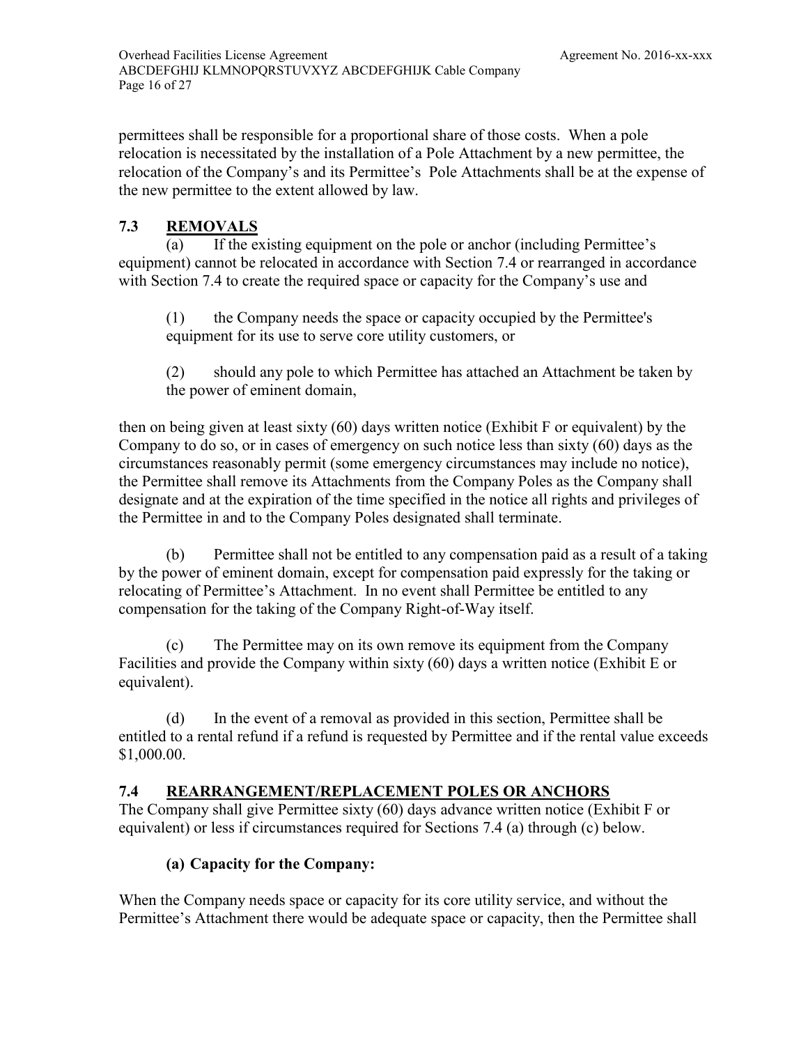permittees shall be responsible for a proportional share of those costs. When a pole relocation is necessitated by the installation of a Pole Attachment by a new permittee, the relocation of the Company's and its Permittee's Pole Attachments shall be at the expense of the new permittee to the extent allowed by law.

## 7.3 REMOVALS

(a) If the existing equipment on the pole or anchor (including Permittee's equipment) cannot be relocated in accordance with Section 7.4 or rearranged in accordance with Section 7.4 to create the required space or capacity for the Company's use and

(1) the Company needs the space or capacity occupied by the Permittee's equipment for its use to serve core utility customers, or

(2) should any pole to which Permittee has attached an Attachment be taken by the power of eminent domain,

then on being given at least sixty (60) days written notice (Exhibit F or equivalent) by the Company to do so, or in cases of emergency on such notice less than sixty (60) days as the circumstances reasonably permit (some emergency circumstances may include no notice), the Permittee shall remove its Attachments from the Company Poles as the Company shall designate and at the expiration of the time specified in the notice all rights and privileges of the Permittee in and to the Company Poles designated shall terminate.

(b) Permittee shall not be entitled to any compensation paid as a result of a taking by the power of eminent domain, except for compensation paid expressly for the taking or relocating of Permittee's Attachment. In no event shall Permittee be entitled to any compensation for the taking of the Company Right-of-Way itself.

(c) The Permittee may on its own remove its equipment from the Company Facilities and provide the Company within sixty (60) days a written notice (Exhibit E or equivalent).

(d) In the event of a removal as provided in this section, Permittee shall be entitled to a rental refund if a refund is requested by Permittee and if the rental value exceeds $1,000.00.

## 7.4 REARRANGEMENT/REPLACEMENT POLES OR ANCHORS

The Company shall give Permittee sixty (60) days advance written notice (Exhibit F or equivalent) or less if circumstances required for Sections 7.4 (a) through (c) below.

**(a) Capacity for the Company:**

When the Company needs space or capacity for its core utility service, and without the Permittee's Attachment there would be adequate space or capacity, then the Permittee shall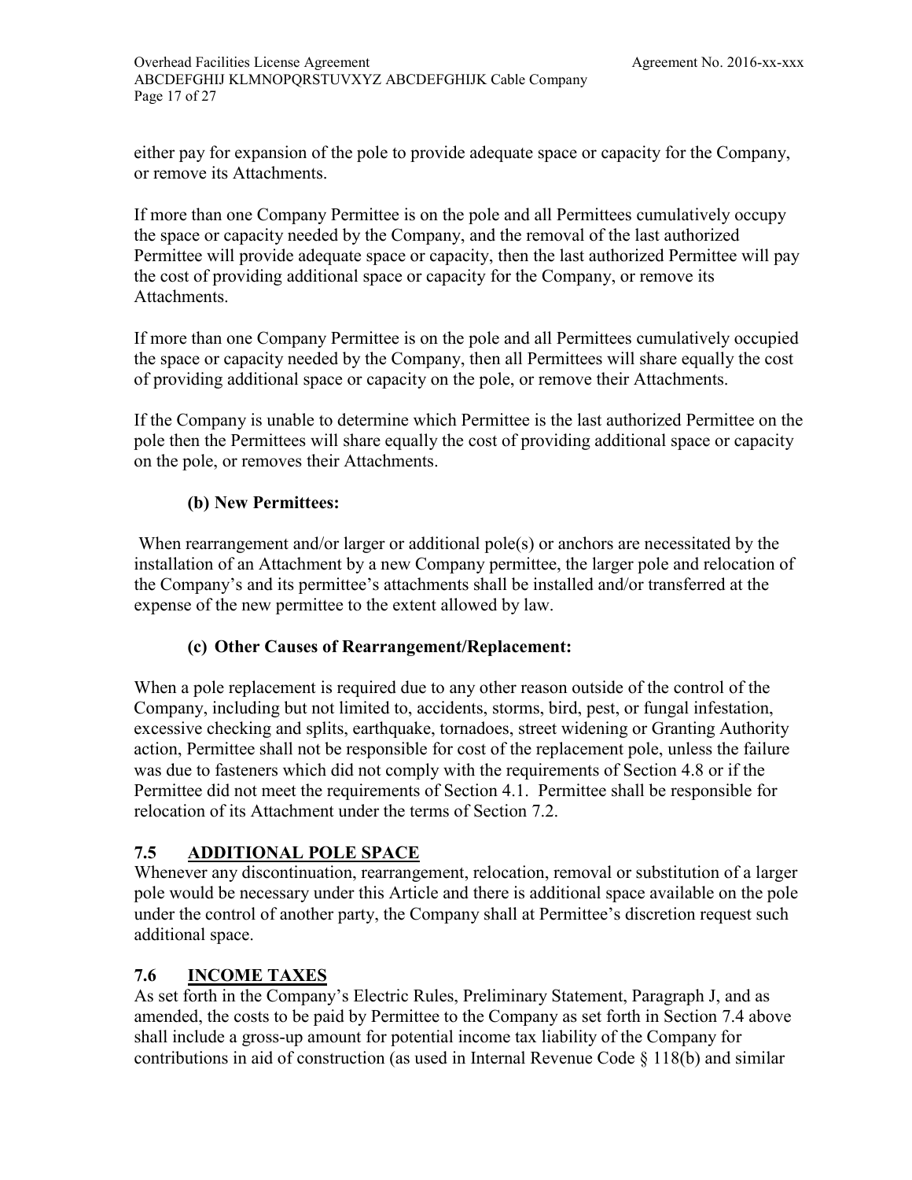either pay for expansion of the pole to provide adequate space or capacity for the Company, or remove its Attachments.

If more than one Company Permittee is on the pole and all Permittees cumulatively occupy the space or capacity needed by the Company, and the removal of the last authorized Permittee will provide adequate space or capacity, then the last authorized Permittee will pay the cost of providing additional space or capacity for the Company, or remove its Attachments.

If more than one Company Permittee is on the pole and all Permittees cumulatively occupied the space or capacity needed by the Company, then all Permittees will share equally the cost of providing additional space or capacity on the pole, or remove their Attachments.

If the Company is unable to determine which Permittee is the last authorized Permittee on the pole then the Permittees will share equally the cost of providing additional space or capacity on the pole, or removes their Attachments.

**(b) New Permittees:**

When rearrangement and/or larger or additional pole(s) or anchors are necessitated by the installation of an Attachment by a new Company permittee, the larger pole and relocation of the Company's and its permittee's attachments shall be installed and/or transferred at the expense of the new permittee to the extent allowed by law.

**(c) Other Causes of Rearrangement/Replacement:**

When a pole replacement is required due to any other reason outside of the control of the Company, including but not limited to, accidents, storms, bird, pest, or fungal infestation, excessive checking and splits, earthquake, tornadoes, street widening or Granting Authority action, Permittee shall not be responsible for cost of the replacement pole, unless the failure was due to fasteners which did not comply with the requirements of Section 4.8 or if the Permittee did not meet the requirements of Section 4.1. Permittee shall be responsible for relocation of its Attachment under the terms of Section 7.2.

## 7.5 ADDITIONAL POLE SPACE

Whenever any discontinuation, rearrangement, relocation, removal or substitution of a larger pole would be necessary under this Article and there is additional space available on the pole under the control of another party, the Company shall at Permittee's discretion request such additional space.

## 7.6 INCOME TAXES

As set forth in the Company's Electric Rules, Preliminary Statement, Paragraph J, and as amended, the costs to be paid by Permittee to the Company as set forth in Section 7.4 above shall include a gross-up amount for potential income tax liability of the Company for contributions in aid of construction (as used in Internal Revenue Code § 118(b) and similar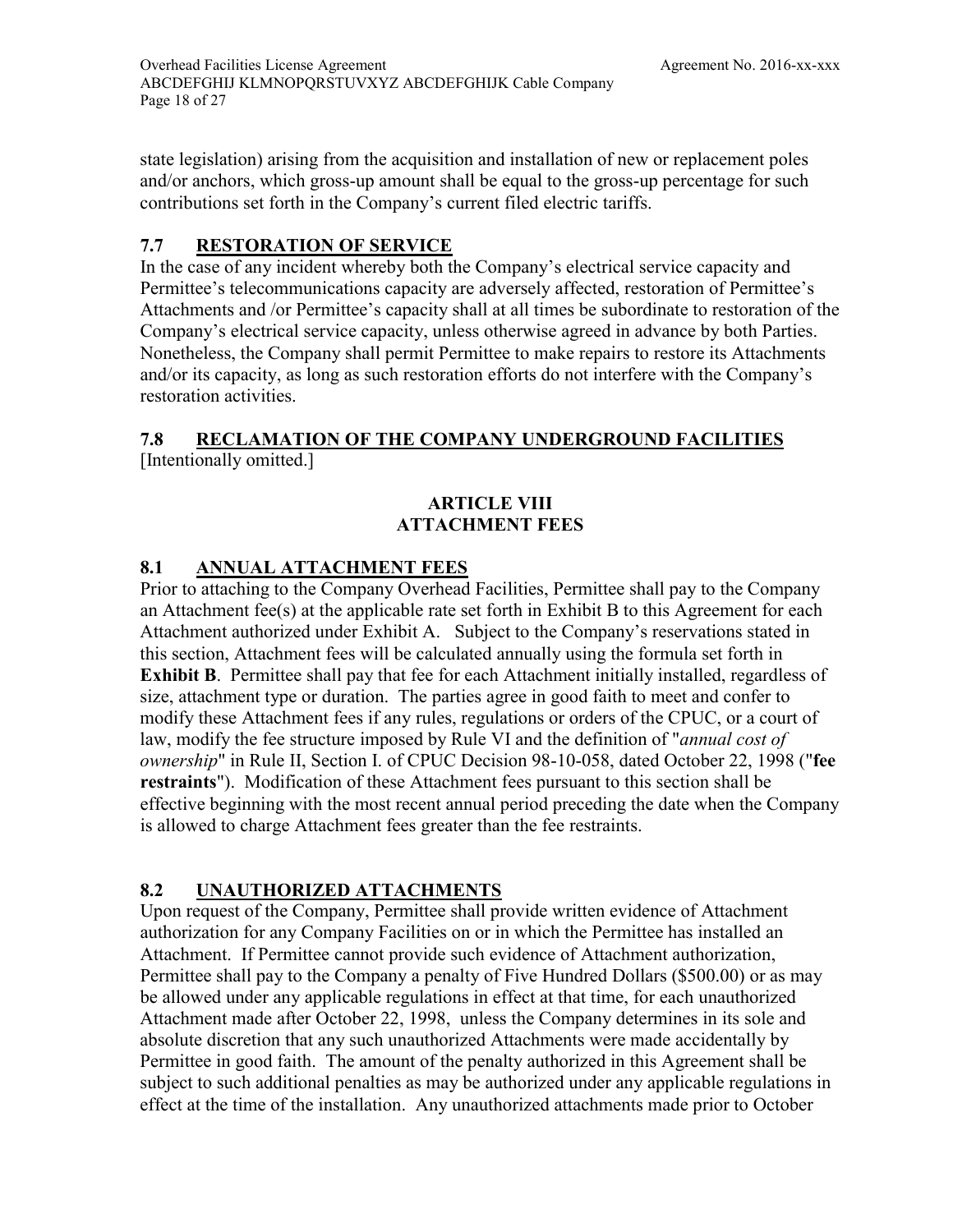state legislation) arising from the acquisition and installation of new or replacement poles and/or anchors, which gross-up amount shall be equal to the gross-up percentage for such contributions set forth in the Company's current filed electric tariffs.

### 7.7 RESTORATION OF SERVICE

In the case of any incident whereby both the Company's electrical service capacity and Permittee's telecommunications capacity are adversely affected, restoration of Permittee's Attachments and /or Permittee's capacity shall at all times be subordinate to restoration of the Company's electrical service capacity, unless otherwise agreed in advance by both Parties. Nonetheless, the Company shall permit Permittee to make repairs to restore its Attachments and/or its capacity, as long as such restoration efforts do not interfere with the Company's restoration activities.

### 7.8 RECLAMATION OF THE COMPANY UNDERGROUND FACILITIES

[Intentionally omitted.]

## ARTICLE VIII
## ATTACHMENT FEES

### 8.1 ANNUAL ATTACHMENT FEES

Prior to attaching to the Company Overhead Facilities, Permittee shall pay to the Company an Attachment fee(s) at the applicable rate set forth in Exhibit B to this Agreement for each Attachment authorized under Exhibit A. Subject to the Company's reservations stated in this section, Attachment fees will be calculated annually using the formula set forth in **Exhibit B**. Permittee shall pay that fee for each Attachment initially installed, regardless of size, attachment type or duration. The parties agree in good faith to meet and confer to modify these Attachment fees if any rules, regulations or orders of the CPUC, or a court of law, modify the fee structure imposed by Rule VI and the definition of "*annual cost of ownership*" in Rule II, Section I. of CPUC Decision 98-10-058, dated October 22, 1998 ("**fee restraints**"). Modification of these Attachment fees pursuant to this section shall be effective beginning with the most recent annual period preceding the date when the Company is allowed to charge Attachment fees greater than the fee restraints.

### 8.2 UNAUTHORIZED ATTACHMENTS

Upon request of the Company, Permittee shall provide written evidence of Attachment authorization for any Company Facilities on or in which the Permittee has installed an Attachment. If Permittee cannot provide such evidence of Attachment authorization, Permittee shall pay to the Company a penalty of Five Hundred Dollars ($500.00) or as may be allowed under any applicable regulations in effect at that time, for each unauthorized Attachment made after October 22, 1998, unless the Company determines in its sole and absolute discretion that any such unauthorized Attachments were made accidentally by Permittee in good faith. The amount of the penalty authorized in this Agreement shall be subject to such additional penalties as may be authorized under any applicable regulations in effect at the time of the installation. Any unauthorized attachments made prior to October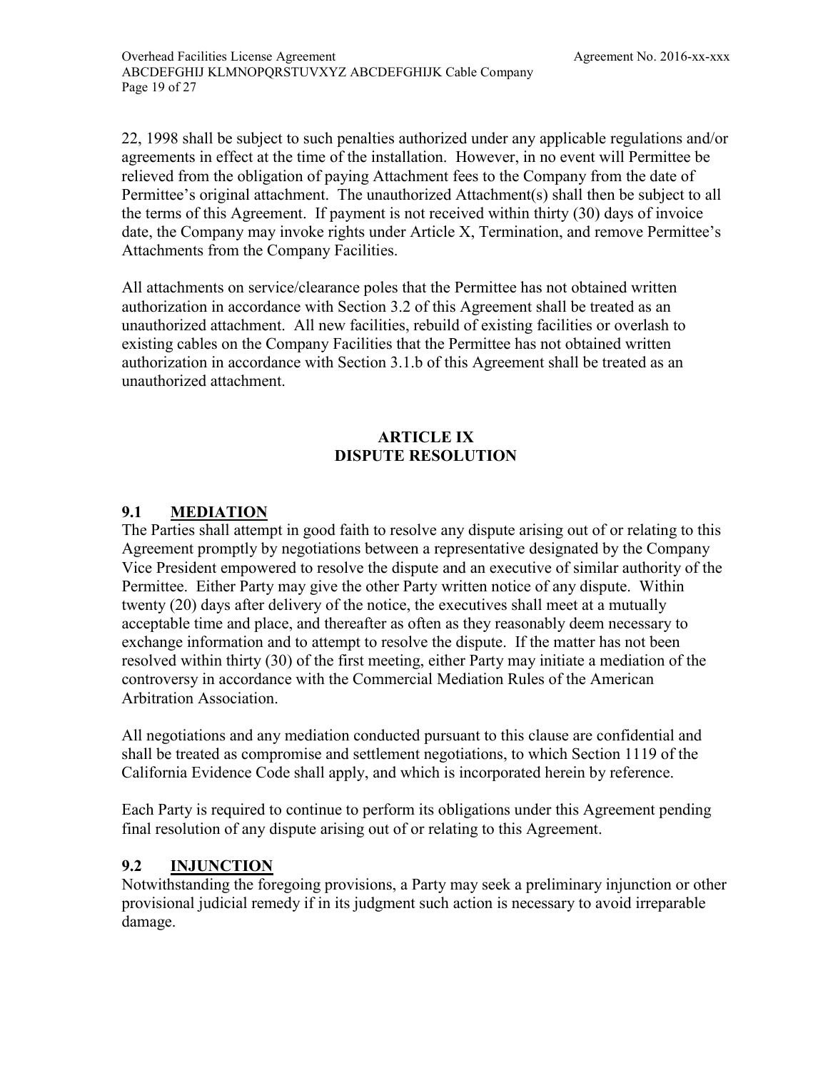22, 1998 shall be subject to such penalties authorized under any applicable regulations and/or agreements in effect at the time of the installation. However, in no event will Permittee be relieved from the obligation of paying Attachment fees to the Company from the date of Permittee's original attachment. The unauthorized Attachment(s) shall then be subject to all the terms of this Agreement. If payment is not received within thirty (30) days of invoice date, the Company may invoke rights under Article X, Termination, and remove Permittee's Attachments from the Company Facilities.

All attachments on service/clearance poles that the Permittee has not obtained written authorization in accordance with Section 3.2 of this Agreement shall be treated as an unauthorized attachment. All new facilities, rebuild of existing facilities or overlash to existing cables on the Company Facilities that the Permittee has not obtained written authorization in accordance with Section 3.1.b of this Agreement shall be treated as an unauthorized attachment.

## ARTICLE IX
## DISPUTE RESOLUTION

### 9.1 MEDIATION

The Parties shall attempt in good faith to resolve any dispute arising out of or relating to this Agreement promptly by negotiations between a representative designated by the Company Vice President empowered to resolve the dispute and an executive of similar authority of the Permittee. Either Party may give the other Party written notice of any dispute. Within twenty (20) days after delivery of the notice, the executives shall meet at a mutually acceptable time and place, and thereafter as often as they reasonably deem necessary to exchange information and to attempt to resolve the dispute. If the matter has not been resolved within thirty (30) of the first meeting, either Party may initiate a mediation of the controversy in accordance with the Commercial Mediation Rules of the American Arbitration Association.

All negotiations and any mediation conducted pursuant to this clause are confidential and shall be treated as compromise and settlement negotiations, to which Section 1119 of the California Evidence Code shall apply, and which is incorporated herein by reference.

Each Party is required to continue to perform its obligations under this Agreement pending final resolution of any dispute arising out of or relating to this Agreement.

### 9.2 INJUNCTION

Notwithstanding the foregoing provisions, a Party may seek a preliminary injunction or other provisional judicial remedy if in its judgment such action is necessary to avoid irreparable damage.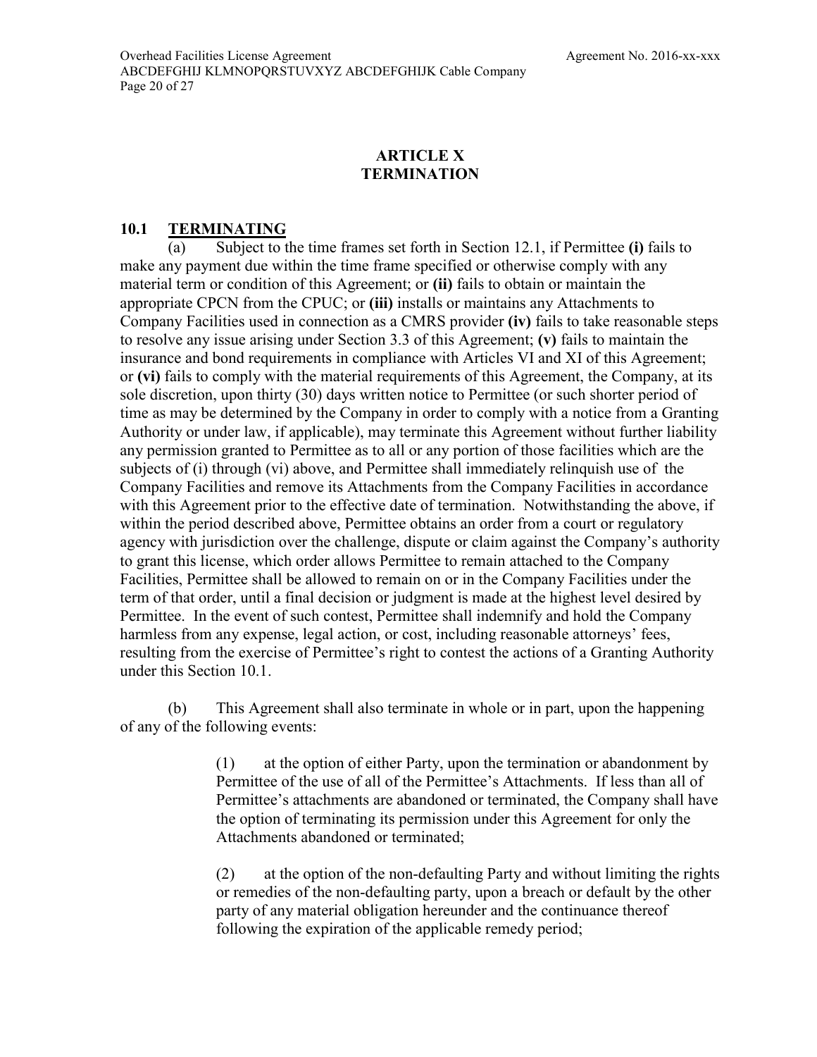# ARTICLE X
# TERMINATION

## 10.1 TERMINATING

(a) Subject to the time frames set forth in Section 12.1, if Permittee **(i)** fails to make any payment due within the time frame specified or otherwise comply with any material term or condition of this Agreement; or **(ii)** fails to obtain or maintain the appropriate CPCN from the CPUC; or **(iii)** installs or maintains any Attachments to Company Facilities used in connection as a CMRS provider **(iv)** fails to take reasonable steps to resolve any issue arising under Section 3.3 of this Agreement; **(v)** fails to maintain the insurance and bond requirements in compliance with Articles VI and XI of this Agreement; or **(vi)** fails to comply with the material requirements of this Agreement, the Company, at its sole discretion, upon thirty (30) days written notice to Permittee (or such shorter period of time as may be determined by the Company in order to comply with a notice from a Granting Authority or under law, if applicable), may terminate this Agreement without further liability any permission granted to Permittee as to all or any portion of those facilities which are the subjects of (i) through (vi) above, and Permittee shall immediately relinquish use of the Company Facilities and remove its Attachments from the Company Facilities in accordance with this Agreement prior to the effective date of termination. Notwithstanding the above, if within the period described above, Permittee obtains an order from a court or regulatory agency with jurisdiction over the challenge, dispute or claim against the Company's authority to grant this license, which order allows Permittee to remain attached to the Company Facilities, Permittee shall be allowed to remain on or in the Company Facilities under the term of that order, until a final decision or judgment is made at the highest level desired by Permittee. In the event of such contest, Permittee shall indemnify and hold the Company harmless from any expense, legal action, or cost, including reasonable attorneys' fees, resulting from the exercise of Permittee's right to contest the actions of a Granting Authority under this Section 10.1.

(b) This Agreement shall also terminate in whole or in part, upon the happening of any of the following events:

> (1) at the option of either Party, upon the termination or abandonment by Permittee of the use of all of the Permittee's Attachments. If less than all of Permittee's attachments are abandoned or terminated, the Company shall have the option of terminating its permission under this Agreement for only the Attachments abandoned or terminated;
>
> (2) at the option of the non-defaulting Party and without limiting the rights or remedies of the non-defaulting party, upon a breach or default by the other party of any material obligation hereunder and the continuance thereof following the expiration of the applicable remedy period;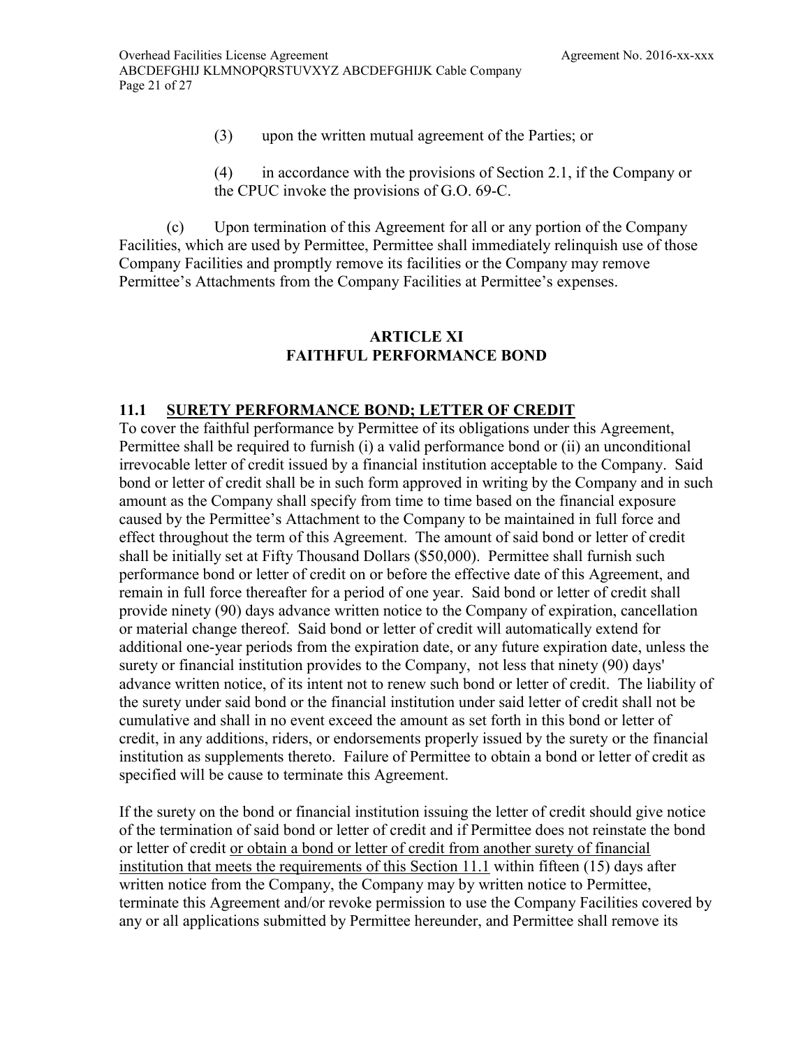(3) upon the written mutual agreement of the Parties; or

(4) in accordance with the provisions of Section 2.1, if the Company or the CPUC invoke the provisions of G.O. 69-C.

(c) Upon termination of this Agreement for all or any portion of the Company Facilities, which are used by Permittee, Permittee shall immediately relinquish use of those Company Facilities and promptly remove its facilities or the Company may remove Permittee's Attachments from the Company Facilities at Permittee's expenses.

## ARTICLE XI
## FAITHFUL PERFORMANCE BOND

### 11.1 <u>SURETY PERFORMANCE BOND; LETTER OF CREDIT</u>

To cover the faithful performance by Permittee of its obligations under this Agreement, Permittee shall be required to furnish (i) a valid performance bond or (ii) an unconditional irrevocable letter of credit issued by a financial institution acceptable to the Company. Said bond or letter of credit shall be in such form approved in writing by the Company and in such amount as the Company shall specify from time to time based on the financial exposure caused by the Permittee's Attachment to the Company to be maintained in full force and effect throughout the term of this Agreement. The amount of said bond or letter of credit shall be initially set at Fifty Thousand Dollars ($50,000). Permittee shall furnish such performance bond or letter of credit on or before the effective date of this Agreement, and remain in full force thereafter for a period of one year. Said bond or letter of credit shall provide ninety (90) days advance written notice to the Company of expiration, cancellation or material change thereof. Said bond or letter of credit will automatically extend for additional one-year periods from the expiration date, or any future expiration date, unless the surety or financial institution provides to the Company, not less that ninety (90) days' advance written notice, of its intent not to renew such bond or letter of credit. The liability of the surety under said bond or the financial institution under said letter of credit shall not be cumulative and shall in no event exceed the amount as set forth in this bond or letter of credit, in any additions, riders, or endorsements properly issued by the surety or the financial institution as supplements thereto. Failure of Permittee to obtain a bond or letter of credit as specified will be cause to terminate this Agreement.

If the surety on the bond or financial institution issuing the letter of credit should give notice of the termination of said bond or letter of credit and if Permittee does not reinstate the bond or letter of credit <u>or obtain a bond or letter of credit from another surety of financial institution that meets the requirements of this Section 11.1</u> within fifteen (15) days after written notice from the Company, the Company may by written notice to Permittee, terminate this Agreement and/or revoke permission to use the Company Facilities covered by any or all applications submitted by Permittee hereunder, and Permittee shall remove its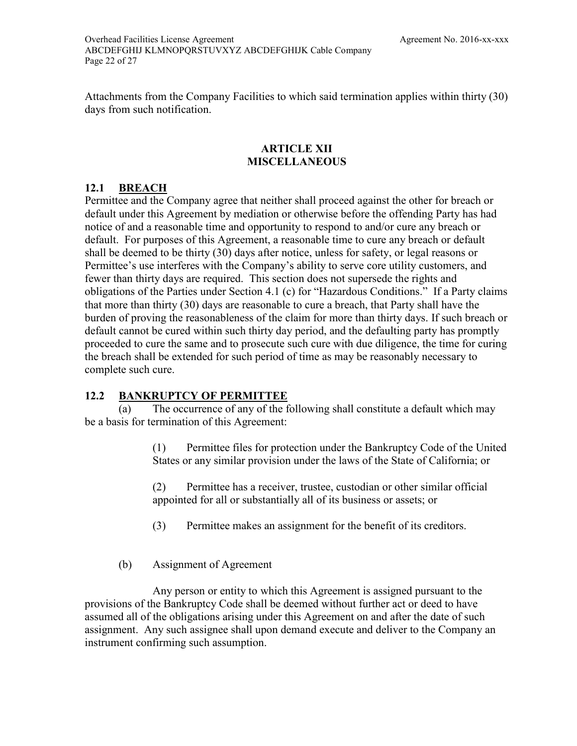Attachments from the Company Facilities to which said termination applies within thirty (30) days from such notification.

## ARTICLE XII
## MISCELLANEOUS

### 12.1 BREACH

Permittee and the Company agree that neither shall proceed against the other for breach or default under this Agreement by mediation or otherwise before the offending Party has had notice of and a reasonable time and opportunity to respond to and/or cure any breach or default. For purposes of this Agreement, a reasonable time to cure any breach or default shall be deemed to be thirty (30) days after notice, unless for safety, or legal reasons or Permittee's use interferes with the Company's ability to serve core utility customers, and fewer than thirty days are required. This section does not supersede the rights and obligations of the Parties under Section 4.1 (c) for "Hazardous Conditions." If a Party claims that more than thirty (30) days are reasonable to cure a breach, that Party shall have the burden of proving the reasonableness of the claim for more than thirty days. If such breach or default cannot be cured within such thirty day period, and the defaulting party has promptly proceeded to cure the same and to prosecute such cure with due diligence, the time for curing the breach shall be extended for such period of time as may be reasonably necessary to complete such cure.

### 12.2 BANKRUPTCY OF PERMITTEE

(a) The occurrence of any of the following shall constitute a default which may be a basis for termination of this Agreement:

> (1) Permittee files for protection under the Bankruptcy Code of the United States or any similar provision under the laws of the State of California; or
>
> (2) Permittee has a receiver, trustee, custodian or other similar official appointed for all or substantially all of its business or assets; or
>
> (3) Permittee makes an assignment for the benefit of its creditors.

(b) Assignment of Agreement

Any person or entity to which this Agreement is assigned pursuant to the provisions of the Bankruptcy Code shall be deemed without further act or deed to have assumed all of the obligations arising under this Agreement on and after the date of such assignment. Any such assignee shall upon demand execute and deliver to the Company an instrument confirming such assumption.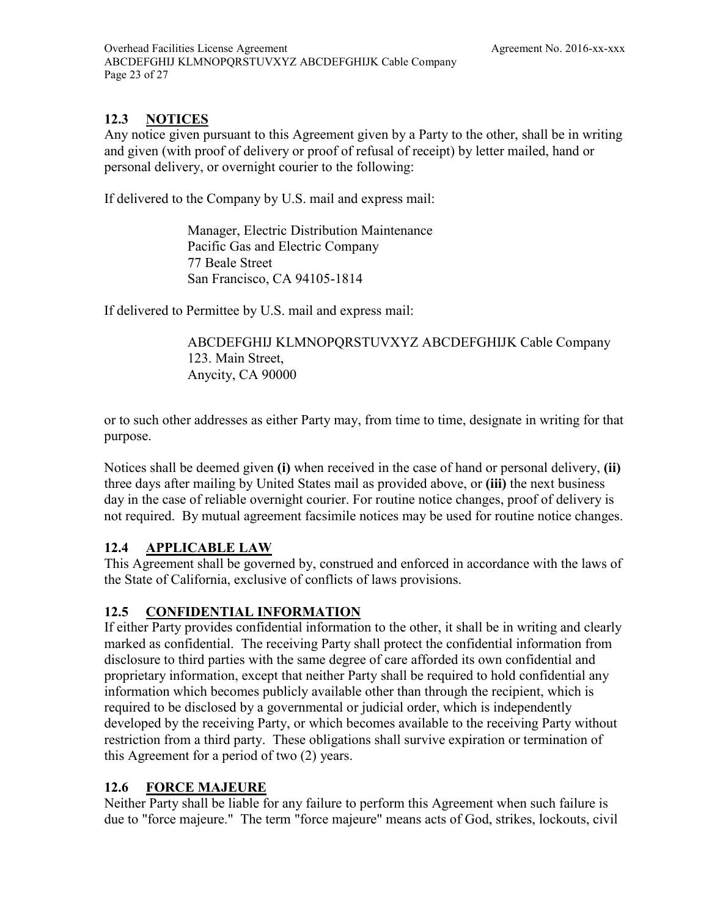## 12.3 NOTICES

Any notice given pursuant to this Agreement given by a Party to the other, shall be in writing and given (with proof of delivery or proof of refusal of receipt) by letter mailed, hand or personal delivery, or overnight courier to the following:

If delivered to the Company by U.S. mail and express mail:

> Manager, Electric Distribution Maintenance
> Pacific Gas and Electric Company
> 77 Beale Street
> San Francisco, CA 94105-1814

If delivered to Permittee by U.S. mail and express mail:

> ABCDEFGHIJ KLMNOPQRSTUVXYZ ABCDEFGHIJK Cable Company
> 123. Main Street,
> Anycity, CA 90000

or to such other addresses as either Party may, from time to time, designate in writing for that purpose.

Notices shall be deemed given **(i)** when received in the case of hand or personal delivery, **(ii)** three days after mailing by United States mail as provided above, or **(iii)** the next business day in the case of reliable overnight courier. For routine notice changes, proof of delivery is not required. By mutual agreement facsimile notices may be used for routine notice changes.

## 12.4 APPLICABLE LAW

This Agreement shall be governed by, construed and enforced in accordance with the laws of the State of California, exclusive of conflicts of laws provisions.

## 12.5 CONFIDENTIAL INFORMATION

If either Party provides confidential information to the other, it shall be in writing and clearly marked as confidential. The receiving Party shall protect the confidential information from disclosure to third parties with the same degree of care afforded its own confidential and proprietary information, except that neither Party shall be required to hold confidential any information which becomes publicly available other than through the recipient, which is required to be disclosed by a governmental or judicial order, which is independently developed by the receiving Party, or which becomes available to the receiving Party without restriction from a third party. These obligations shall survive expiration or termination of this Agreement for a period of two (2) years.

## 12.6 FORCE MAJEURE

Neither Party shall be liable for any failure to perform this Agreement when such failure is due to "force majeure." The term "force majeure" means acts of God, strikes, lockouts, civil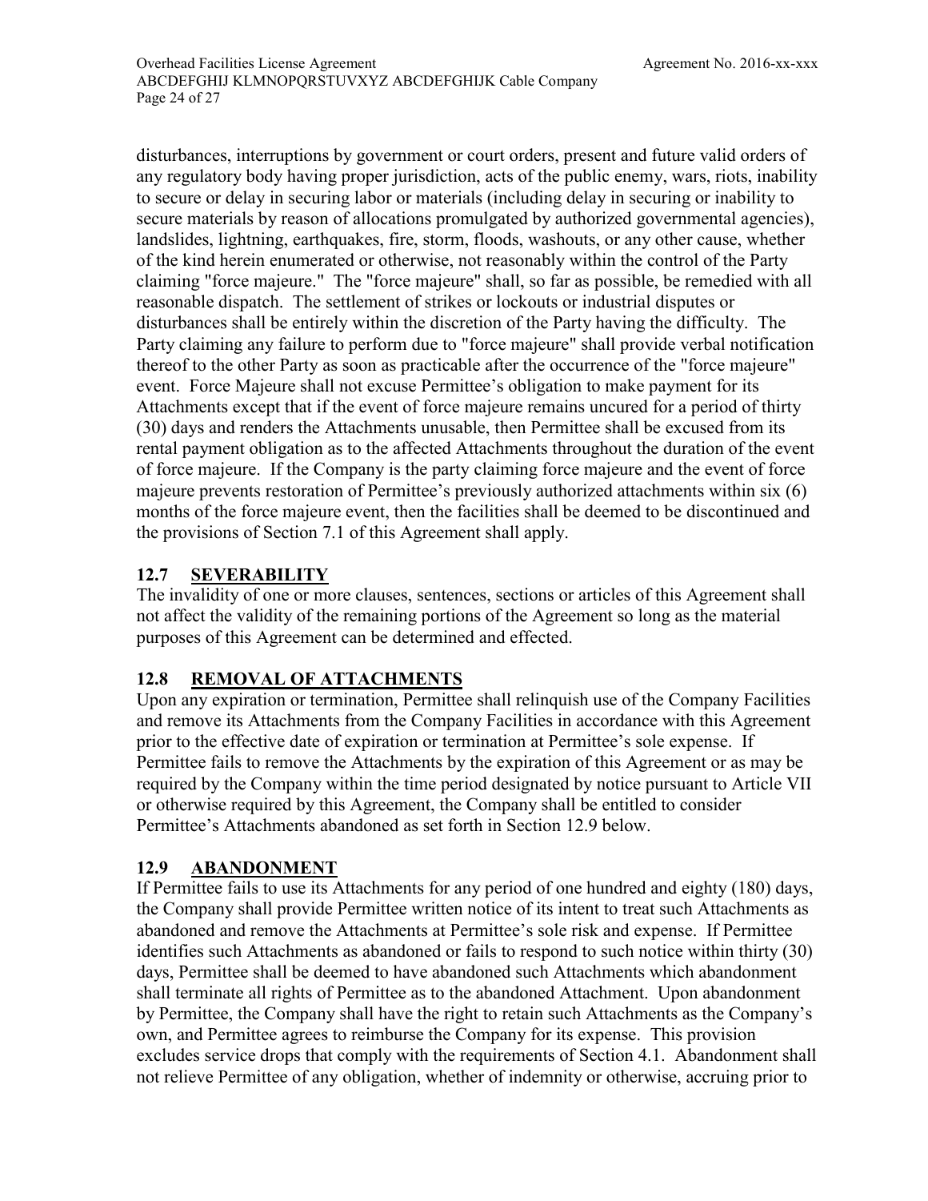disturbances, interruptions by government or court orders, present and future valid orders of any regulatory body having proper jurisdiction, acts of the public enemy, wars, riots, inability to secure or delay in securing labor or materials (including delay in securing or inability to secure materials by reason of allocations promulgated by authorized governmental agencies), landslides, lightning, earthquakes, fire, storm, floods, washouts, or any other cause, whether of the kind herein enumerated or otherwise, not reasonably within the control of the Party claiming "force majeure." The "force majeure" shall, so far as possible, be remedied with all reasonable dispatch. The settlement of strikes or lockouts or industrial disputes or disturbances shall be entirely within the discretion of the Party having the difficulty. The Party claiming any failure to perform due to "force majeure" shall provide verbal notification thereof to the other Party as soon as practicable after the occurrence of the "force majeure" event. Force Majeure shall not excuse Permittee's obligation to make payment for its Attachments except that if the event of force majeure remains uncured for a period of thirty (30) days and renders the Attachments unusable, then Permittee shall be excused from its rental payment obligation as to the affected Attachments throughout the duration of the event of force majeure. If the Company is the party claiming force majeure and the event of force majeure prevents restoration of Permittee's previously authorized attachments within six (6) months of the force majeure event, then the facilities shall be deemed to be discontinued and the provisions of Section 7.1 of this Agreement shall apply.

### 12.7 SEVERABILITY

The invalidity of one or more clauses, sentences, sections or articles of this Agreement shall not affect the validity of the remaining portions of the Agreement so long as the material purposes of this Agreement can be determined and effected.

### 12.8 REMOVAL OF ATTACHMENTS

Upon any expiration or termination, Permittee shall relinquish use of the Company Facilities and remove its Attachments from the Company Facilities in accordance with this Agreement prior to the effective date of expiration or termination at Permittee's sole expense. If Permittee fails to remove the Attachments by the expiration of this Agreement or as may be required by the Company within the time period designated by notice pursuant to Article VII or otherwise required by this Agreement, the Company shall be entitled to consider Permittee's Attachments abandoned as set forth in Section 12.9 below.

### 12.9 ABANDONMENT

If Permittee fails to use its Attachments for any period of one hundred and eighty (180) days, the Company shall provide Permittee written notice of its intent to treat such Attachments as abandoned and remove the Attachments at Permittee's sole risk and expense. If Permittee identifies such Attachments as abandoned or fails to respond to such notice within thirty (30) days, Permittee shall be deemed to have abandoned such Attachments which abandonment shall terminate all rights of Permittee as to the abandoned Attachment. Upon abandonment by Permittee, the Company shall have the right to retain such Attachments as the Company's own, and Permittee agrees to reimburse the Company for its expense. This provision excludes service drops that comply with the requirements of Section 4.1. Abandonment shall not relieve Permittee of any obligation, whether of indemnity or otherwise, accruing prior to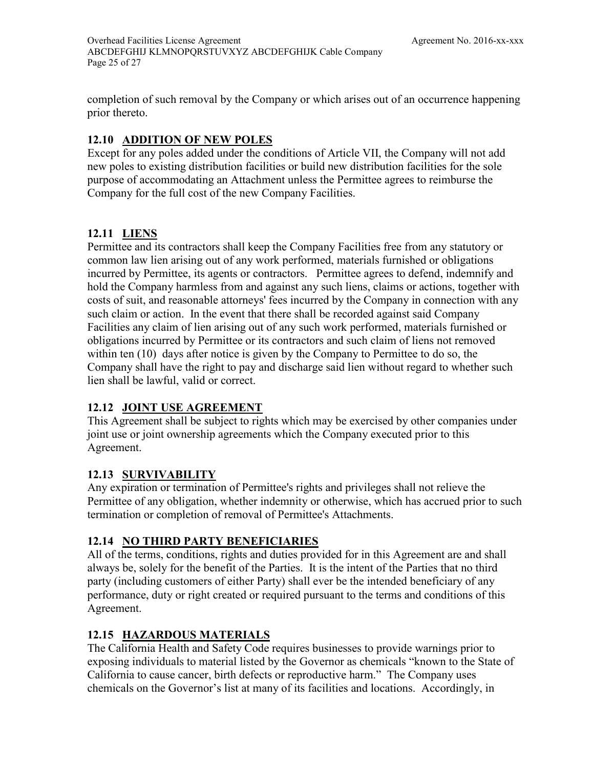completion of such removal by the Company or which arises out of an occurrence happening prior thereto.

### 12.10 ADDITION OF NEW POLES

Except for any poles added under the conditions of Article VII, the Company will not add new poles to existing distribution facilities or build new distribution facilities for the sole purpose of accommodating an Attachment unless the Permittee agrees to reimburse the Company for the full cost of the new Company Facilities.

### 12.11 LIENS

Permittee and its contractors shall keep the Company Facilities free from any statutory or common law lien arising out of any work performed, materials furnished or obligations incurred by Permittee, its agents or contractors. Permittee agrees to defend, indemnify and hold the Company harmless from and against any such liens, claims or actions, together with costs of suit, and reasonable attorneys' fees incurred by the Company in connection with any such claim or action. In the event that there shall be recorded against said Company Facilities any claim of lien arising out of any such work performed, materials furnished or obligations incurred by Permittee or its contractors and such claim of liens not removed within ten (10) days after notice is given by the Company to Permittee to do so, the Company shall have the right to pay and discharge said lien without regard to whether such lien shall be lawful, valid or correct.

### 12.12 JOINT USE AGREEMENT

This Agreement shall be subject to rights which may be exercised by other companies under joint use or joint ownership agreements which the Company executed prior to this Agreement.

### 12.13 SURVIVABILITY

Any expiration or termination of Permittee's rights and privileges shall not relieve the Permittee of any obligation, whether indemnity or otherwise, which has accrued prior to such termination or completion of removal of Permittee's Attachments.

### 12.14 NO THIRD PARTY BENEFICIARIES

All of the terms, conditions, rights and duties provided for in this Agreement are and shall always be, solely for the benefit of the Parties. It is the intent of the Parties that no third party (including customers of either Party) shall ever be the intended beneficiary of any performance, duty or right created or required pursuant to the terms and conditions of this Agreement.

### 12.15 HAZARDOUS MATERIALS

The California Health and Safety Code requires businesses to provide warnings prior to exposing individuals to material listed by the Governor as chemicals "known to the State of California to cause cancer, birth defects or reproductive harm." The Company uses chemicals on the Governor's list at many of its facilities and locations. Accordingly, in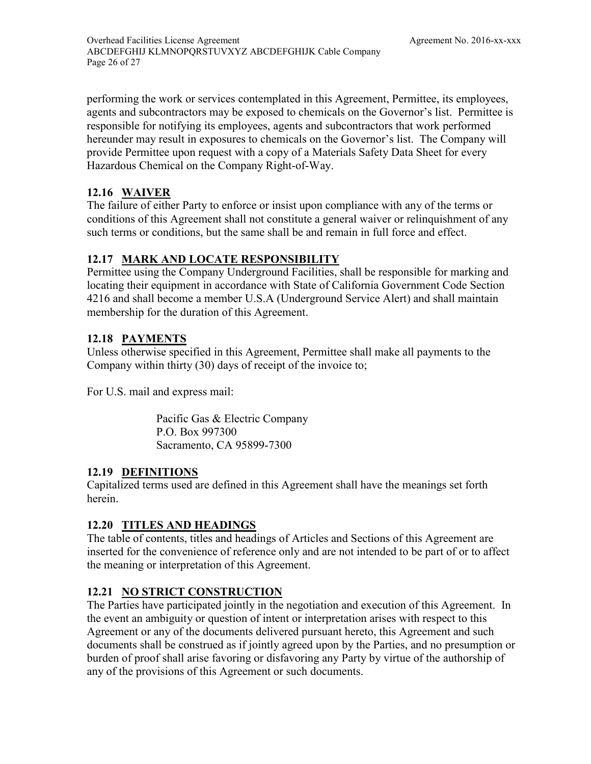performing the work or services contemplated in this Agreement, Permittee, its employees, agents and subcontractors may be exposed to chemicals on the Governor's list. Permittee is responsible for notifying its employees, agents and subcontractors that work performed hereunder may result in exposures to chemicals on the Governor's list. The Company will provide Permittee upon request with a copy of a Materials Safety Data Sheet for every Hazardous Chemical on the Company Right-of-Way.

### 12.16 WAIVER

The failure of either Party to enforce or insist upon compliance with any of the terms or conditions of this Agreement shall not constitute a general waiver or relinquishment of any such terms or conditions, but the same shall be and remain in full force and effect.

### 12.17 MARK AND LOCATE RESPONSIBILITY

Permittee using the Company Underground Facilities, shall be responsible for marking and locating their equipment in accordance with State of California Government Code Section 4216 and shall become a member U.S.A (Underground Service Alert) and shall maintain membership for the duration of this Agreement.

### 12.18 PAYMENTS

Unless otherwise specified in this Agreement, Permittee shall make all payments to the Company within thirty (30) days of receipt of the invoice to;

For U.S. mail and express mail:

Pacific Gas & Electric Company
P.O. Box 997300
Sacramento, CA 95899-7300

### 12.19 DEFINITIONS

Capitalized terms used are defined in this Agreement shall have the meanings set forth herein.

### 12.20 TITLES AND HEADINGS

The table of contents, titles and headings of Articles and Sections of this Agreement are inserted for the convenience of reference only and are not intended to be part of or to affect the meaning or interpretation of this Agreement.

### 12.21 NO STRICT CONSTRUCTION

The Parties have participated jointly in the negotiation and execution of this Agreement. In the event an ambiguity or question of intent or interpretation arises with respect to this Agreement or any of the documents delivered pursuant hereto, this Agreement and such documents shall be construed as if jointly agreed upon by the Parties, and no presumption or burden of proof shall arise favoring or disfavoring any Party by virtue of the authorship of any of the provisions of this Agreement or such documents.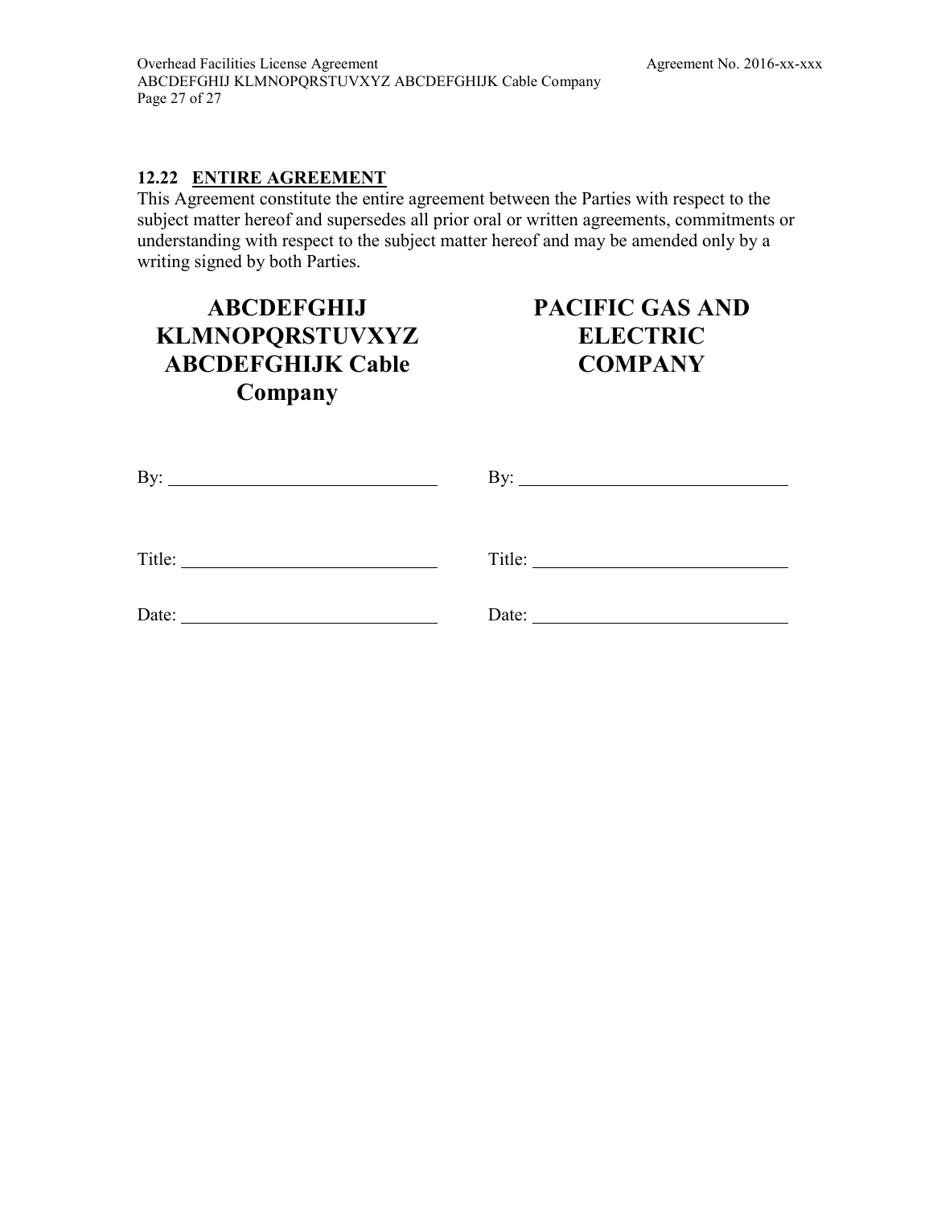### 12.22 ENTIRE AGREEMENT

This Agreement constitute the entire agreement between the Parties with respect to the subject matter hereof and supersedes all prior oral or written agreements, commitments or understanding with respect to the subject matter hereof and may be amended only by a writing signed by both Parties.

| **ABCDEFGHIJ KLMNOPQRSTUVXYZ ABCDEFGHIJK Cable Company** | **PACIFIC GAS AND ELECTRIC COMPANY** |
|---|---|
| By: ____________________________ | By: ____________________________ |
| Title: __________________________ | Title: __________________________ |
| Date: __________________________ | Date: __________________________ |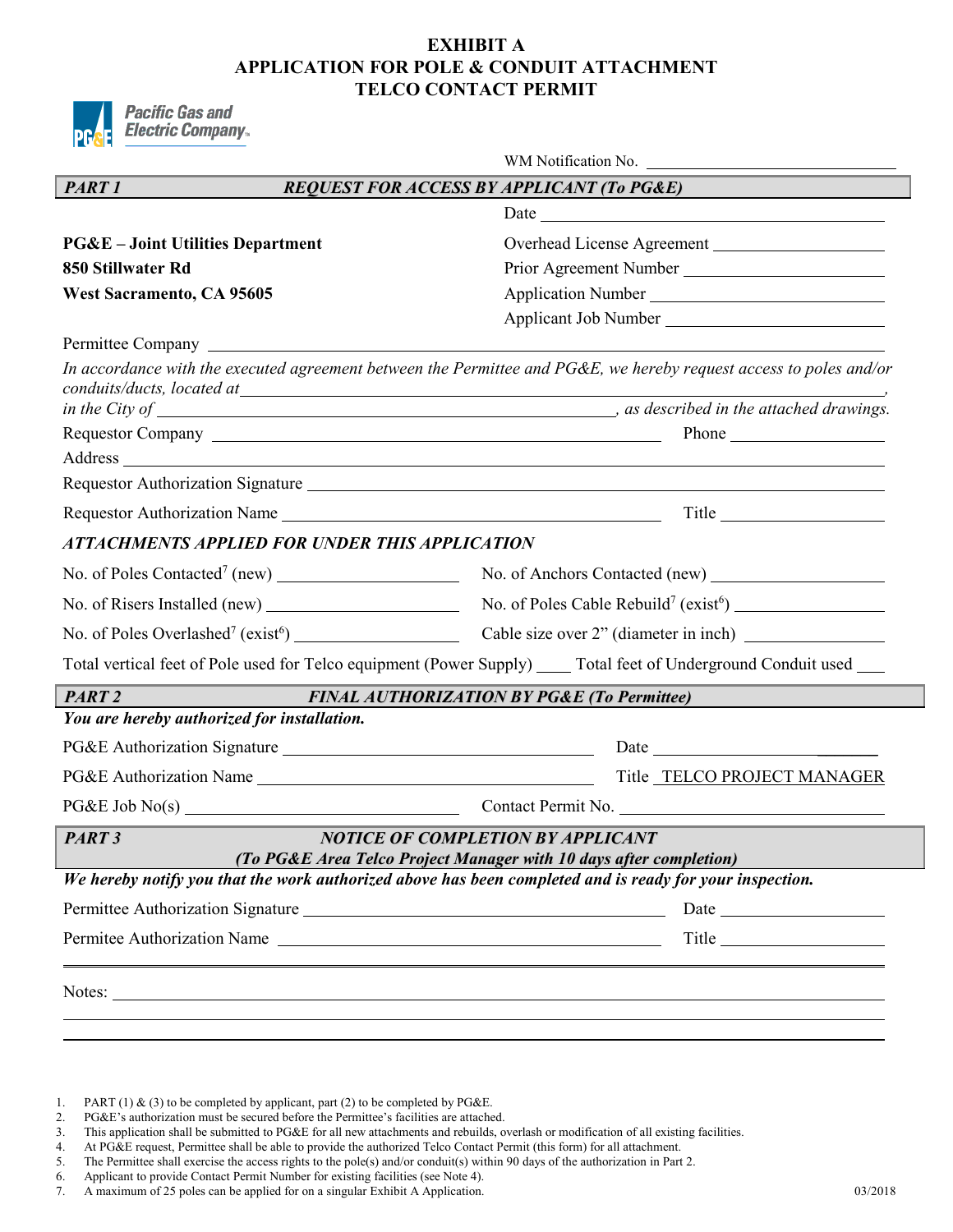# EXHIBIT A
# APPLICATION FOR POLE & CONDUIT ATTACHMENT
# TELCO CONTACT PERMIT

Pacific Gas and Electric Company

WM Notification No. ____________________

## *PART 1 — REQUEST FOR ACCESS BY APPLICANT (To PG&E)*

Date ____________________

**PG&E – Joint Utilities Department**
**850 Stillwater Rd**
**West Sacramento, CA 95605**

Overhead License Agreement ____________________
Prior Agreement Number ____________________
Application Number ____________________
Applicant Job Number ____________________

Permittee Company ____________________

*In accordance with the executed agreement between the Permittee and PG&E, we hereby request access to poles and/or conduits/ducts, located at* ____________________, *in the City of* ____________________, *as described in the attached drawings.*

Requestor Company ____________________ Phone ____________________

Address ____________________

Requestor Authorization Signature ____________________

Requestor Authorization Name ____________________ Title ____________________

### *ATTACHMENTS APPLIED FOR UNDER THIS APPLICATION*

No. of Poles Contacted[7] (new) ____________________ No. of Anchors Contacted (new) ____________________

No. of Risers Installed (new) ____________________ No. of Poles Cable Rebuild[7] (exist[6]) ____________________

No. of Poles Overlashed[7] (exist[6]) ____________________ Cable size over 2" (diameter in inch) ____________________

Total vertical feet of Pole used for Telco equipment (Power Supply) ____ Total feet of Underground Conduit used ____

## *PART 2 — FINAL AUTHORIZATION BY PG&E (To Permittee)*

***You are hereby authorized for installation.***

PG&E Authorization Signature ____________________ Date ____________________

PG&E Authorization Name ____________________ Title TELCO PROJECT MANAGER

PG&E Job No(s) ____________________ Contact Permit No. ____________________

## *PART 3 — NOTICE OF COMPLETION BY APPLICANT*
### *(To PG&E Area Telco Project Manager with 10 days after completion)*

***We hereby notify you that the work authorized above has been completed and is ready for your inspection.***

Permittee Authorization Signature ____________________ Date ____________________

Permitee Authorization Name ____________________ Title ____________________

Notes: ____________________

1. PART (1) & (3) to be completed by applicant, part (2) to be completed by PG&E.
2. PG&E's authorization must be secured before the Permittee's facilities are attached.
3. This application shall be submitted to PG&E for all new attachments and rebuilds, overlash or modification of all existing facilities.
4. At PG&E request, Permittee shall be able to provide the authorized Telco Contact Permit (this form) for all attachment.
5. The Permittee shall exercise the access rights to the pole(s) and/or conduit(s) within 90 days of the authorization in Part 2.
6. Applicant to provide Contact Permit Number for existing facilities (see Note 4).
7. A maximum of 25 poles can be applied for on a singular Exhibit A Application.

03/2018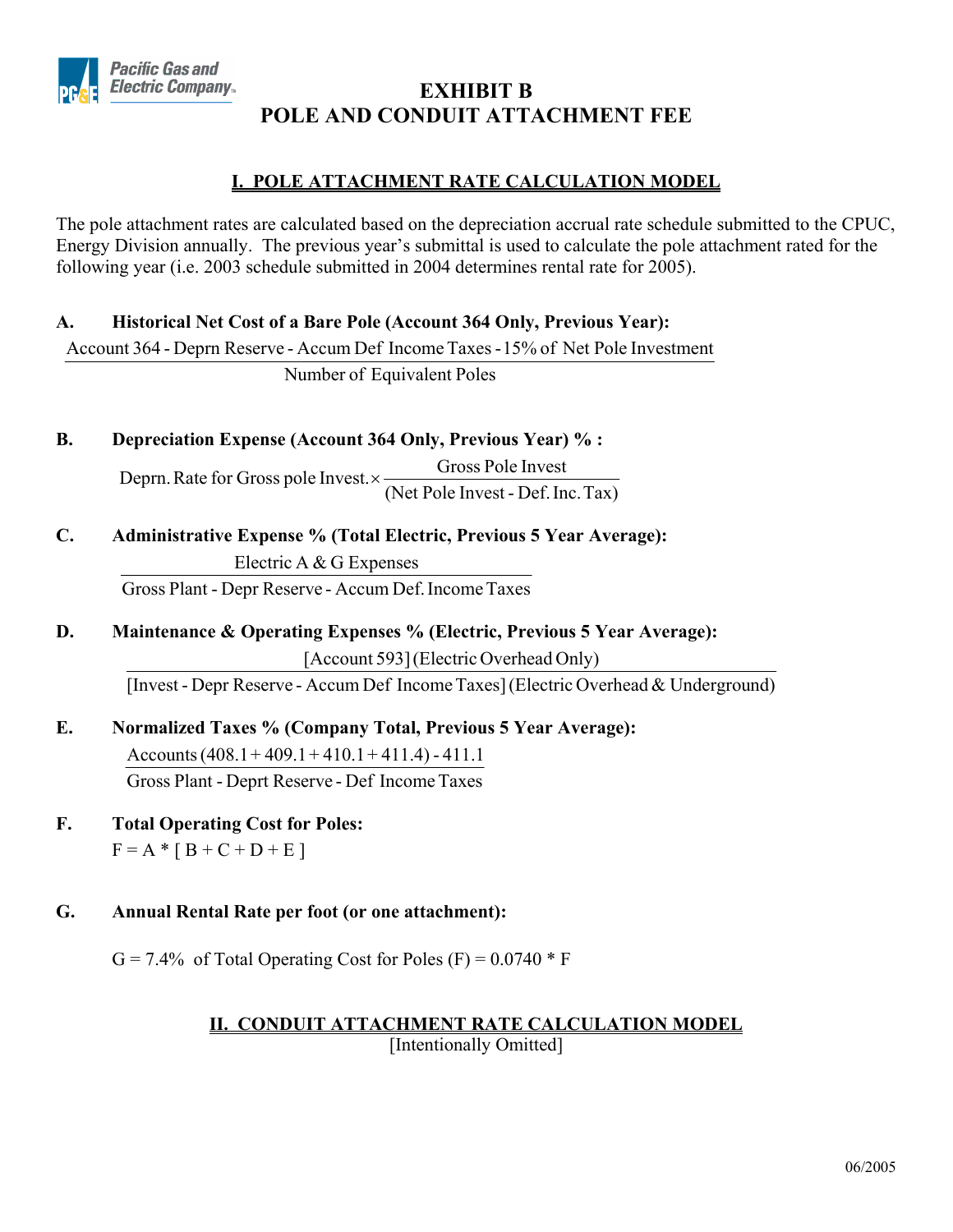# EXHIBIT B
# POLE AND CONDUIT ATTACHMENT FEE

## I. POLE ATTACHMENT RATE CALCULATION MODEL

The pole attachment rates are calculated based on the depreciation accrual rate schedule submitted to the CPUC, Energy Division annually. The previous year's submittal is used to calculate the pole attachment rated for the following year (i.e. 2003 schedule submitted in 2004 determines rental rate for 2005).

**A. Historical Net Cost of a Bare Pole (Account 364 Only, Previous Year):**

$$\frac{\text{Account 364 - Deprn Reserve - Accum Def Income Taxes - 15\% of Net Pole Investment}}{\text{Number of Equivalent Poles}}$$

**B. Depreciation Expense (Account 364 Only, Previous Year) % :**

$$\text{Deprn. Rate for Gross pole Invest.} \times \frac{\text{Gross Pole Invest}}{\text{(Net Pole Invest - Def. Inc. Tax)}}$$

**C. Administrative Expense % (Total Electric, Previous 5 Year Average):**

$$\frac{\text{Electric A \& G Expenses}}{\text{Gross Plant - Depr Reserve - Accum Def. Income Taxes}}$$

**D. Maintenance & Operating Expenses % (Electric, Previous 5 Year Average):**

$$\frac{\text{[Account 593] (Electric Overhead Only)}}{\text{[Invest - Depr Reserve - Accum Def Income Taxes] (Electric Overhead \& Underground)}}$$

**E. Normalized Taxes % (Company Total, Previous 5 Year Average):**

$$\frac{\text{Accounts (408.1 + 409.1 + 410.1 + 411.4) - 411.1}}{\text{Gross Plant - Deprt Reserve - Def Income Taxes}}$$

**F. Total Operating Cost for Poles:**

$F = A * [ B + C + D + E ]$

**G. Annual Rental Rate per foot (or one attachment):**

$G = 7.4\%$ of Total Operating Cost for Poles $(F) = 0.0740 * F$

## II. CONDUIT ATTACHMENT RATE CALCULATION MODEL

[Intentionally Omitted]

06/2005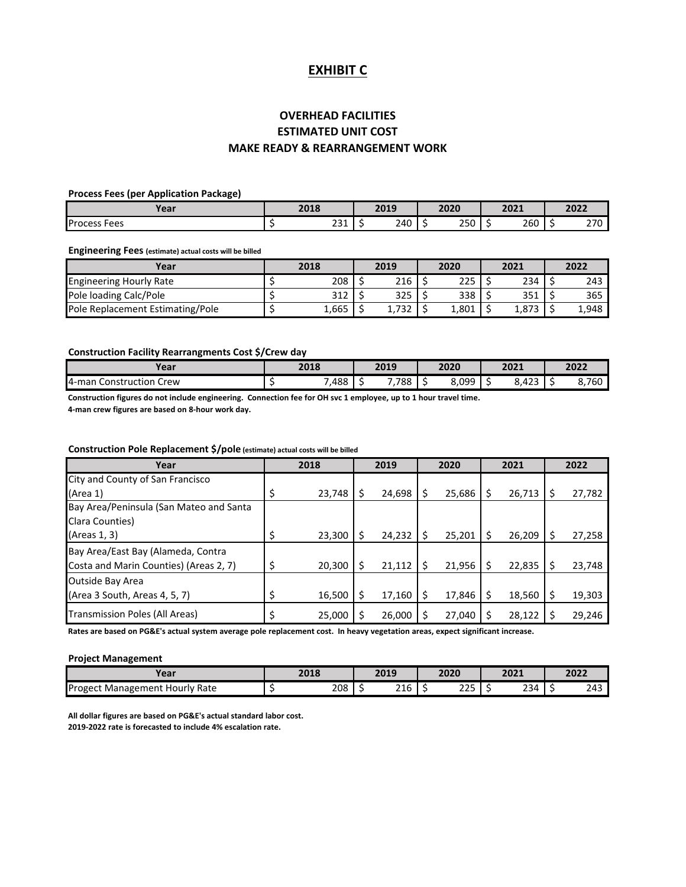# EXHIBIT C

## OVERHEAD FACILITIES
## ESTIMATED UNIT COST
## MAKE READY & REARRANGEMENT WORK

**Process Fees (per Application Package)**

| Year | 2018 | 2019 | 2020 | 2021 | 2022 |
|---|---|---|---|---|---|
| Process Fees | $ 231 | $ 240 | $ 250 | $ 260 | $ 270 |

**Engineering Fees (estimate) actual costs will be billed**

| Year | 2018 | 2019 | 2020 | 2021 | 2022 |
|---|---|---|---|---|---|
| Engineering Hourly Rate | $ 208 | $ 216 | $ 225 | $ 234 | $ 243 |
| Pole loading Calc/Pole | $ 312 | $ 325 | $ 338 | $ 351 | $ 365 |
| Pole Replacement Estimating/Pole | $ 1,665 | $ 1,732 | $ 1,801 | $ 1,873 | $ 1,948 |

**Construction Facility Rearrangments Cost $/Crew day**

| Year | 2018 | 2019 | 2020 | 2021 | 2022 |
|---|---|---|---|---|---|
| 4-man Construction Crew | $ 7,488 | $ 7,788 | $ 8,099 | $ 8,423 | $ 8,760 |

**Construction figures do not include engineering. Connection fee for OH svc 1 employee, up to 1 hour travel time.**
**4-man crew figures are based on 8-hour work day.**

**Construction Pole Replacement $/pole (estimate) actual costs will be billed**

| Year | 2018 | 2019 | 2020 | 2021 | 2022 |
|---|---|---|---|---|---|
| City and County of San Francisco (Area 1) | $ 23,748 | $ 24,698 | $ 25,686 | $ 26,713 | $ 27,782 |
| Bay Area/Peninsula (San Mateo and Santa Clara Counties) (Areas 1, 3) | $ 23,300 | $ 24,232 | $ 25,201 | $ 26,209 | $ 27,258 |
| Bay Area/East Bay (Alameda, Contra Costa and Marin Counties) (Areas 2, 7) | $ 20,300 | $ 21,112 | $ 21,956 | $ 22,835 | $ 23,748 |
| Outside Bay Area (Area 3 South, Areas 4, 5, 7) | $ 16,500 | $ 17,160 | $ 17,846 | $ 18,560 | $ 19,303 |
| Transmission Poles (All Areas) | $ 25,000 | $ 26,000 | $ 27,040 | $ 28,122 | $ 29,246 |

**Rates are based on PG&E's actual system average pole replacement cost. In heavy vegetation areas, expect significant increase.**

**Project Management**

| Year | 2018 | 2019 | 2020 | 2021 | 2022 |
|---|---|---|---|---|---|
| Progect Management Hourly Rate | $ 208 | $ 216 | $ 225 | $ 234 | $ 243 |

**All dollar figures are based on PG&E's actual standard labor cost.**
**2019-2022 rate is forecasted to include 4% escalation rate.**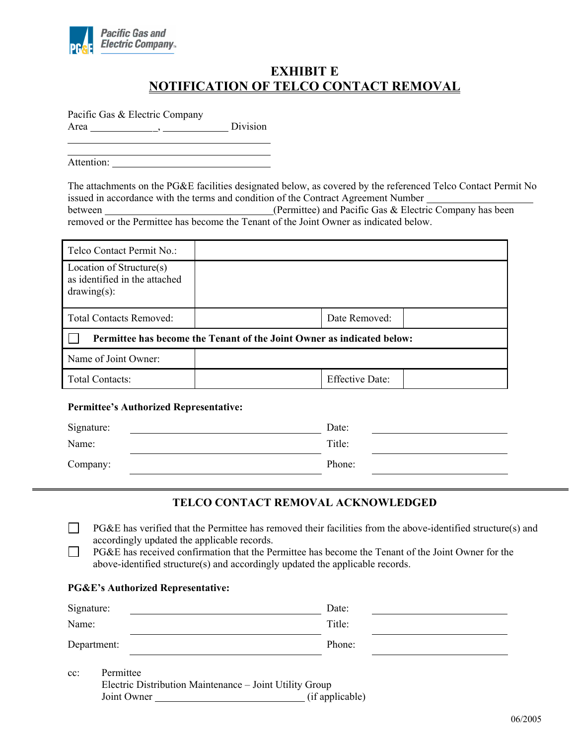Pacific Gas and Electric Company

# EXHIBIT E
## NOTIFICATION OF TELCO CONTACT REMOVAL

Pacific Gas & Electric Company
Area ____________, ____________ Division

______________________________________

______________________________________

Attention: ______________________________

The attachments on the PG&E facilities designated below, as covered by the referenced Telco Contact Permit No issued in accordance with the terms and condition of the Contract Agreement Number ____________________ between ______________________________(Permittee) and Pacific Gas & Electric Company has been removed or the Permittee has become the Tenant of the Joint Owner as indicated below.

| | | | |
|---|---|---|---|
| Telco Contact Permit No.: | | | |
| Location of Structure(s) as identified in the attached drawing(s): | | | |
| Total Contacts Removed: | | Date Removed: | |
| ☐ **Permittee has become the Tenant of the Joint Owner as indicated below:** | | | |
| Name of Joint Owner: | | | |
| Total Contacts: | | Effective Date: | |

**Permittee's Authorized Representative:**

Signature: ______________________________ Date: ____________________

Name: ______________________________ Title: ____________________

Company: ______________________________ Phone: ____________________

---

### TELCO CONTACT REMOVAL ACKNOWLEDGED

☐ PG&E has verified that the Permittee has removed their facilities from the above-identified structure(s) and accordingly updated the applicable records.

☐ PG&E has received confirmation that the Permittee has become the Tenant of the Joint Owner for the above-identified structure(s) and accordingly updated the applicable records.

**PG&E's Authorized Representative:**

Signature: ______________________________ Date: ____________________

Name: ______________________________ Title: ____________________

Department: ______________________________ Phone: ____________________

cc: Permittee
Electric Distribution Maintenance – Joint Utility Group
Joint Owner ______________________________ (if applicable)

06/2005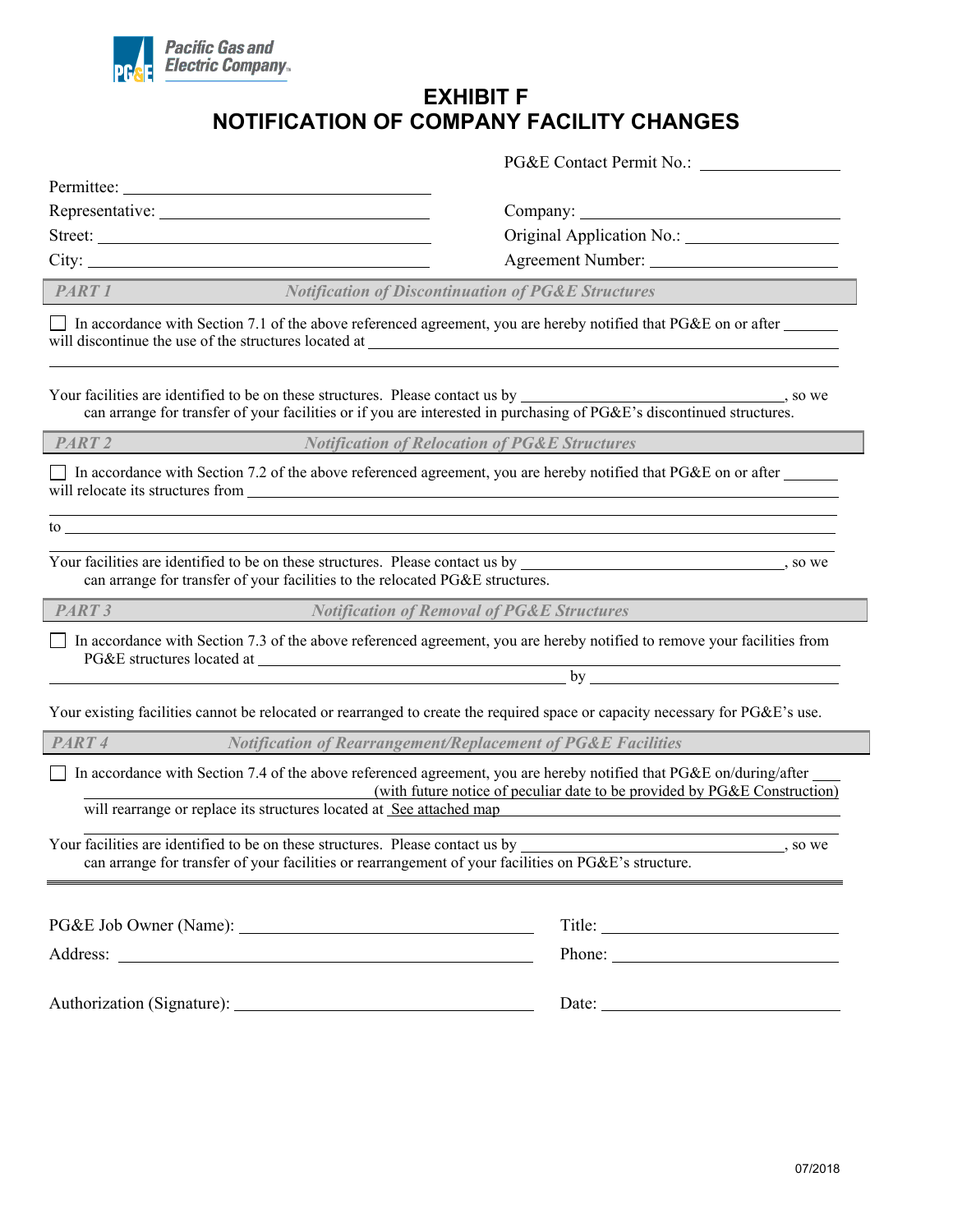Pacific Gas and Electric Company

# EXHIBIT F
# NOTIFICATION OF COMPANY FACILITY CHANGES

PG&E Contact Permit No.: ________________

Permittee: ________________________________

Representative: ____________________________

Street: ___________________________________

City: _____________________________________

Company: _________________________________

Original Application No.: ___________________

Agreement Number: _________________________

## *PART 1* — *Notification of Discontinuation of PG&E Structures*

☐ In accordance with Section 7.1 of the above referenced agreement, you are hereby notified that PG&E on or after _______ will discontinue the use of the structures located at ______________________________________________

Your facilities are identified to be on these structures. Please contact us by _________________________________, so we can arrange for transfer of your facilities or if you are interested in purchasing of PG&E's discontinued structures.

## *PART 2* — *Notification of Relocation of PG&E Structures*

☐ In accordance with Section 7.2 of the above referenced agreement, you are hereby notified that PG&E on or after _______ will relocate its structures from ______________________________________________

to ______________________________________________

Your facilities are identified to be on these structures. Please contact us by _________________________________, so we can arrange for transfer of your facilities to the relocated PG&E structures.

## *PART 3* — *Notification of Removal of PG&E Structures*

☐ In accordance with Section 7.3 of the above referenced agreement, you are hereby notified to remove your facilities from PG&E structures located at ______________________________________________ by ________________

Your existing facilities cannot be relocated or rearranged to create the required space or capacity necessary for PG&E's use.

## *PART 4* — *Notification of Rearrangement/Replacement of PG&E Facilities*

☐ In accordance with Section 7.4 of the above referenced agreement, you are hereby notified that PG&E on/during/after ____ (with future notice of peculiar date to be provided by PG&E Construction) will rearrange or replace its structures located at See attached map

Your facilities are identified to be on these structures. Please contact us by _________________________________, so we can arrange for transfer of your facilities or rearrangement of your facilities on PG&E's structure.

---

PG&E Job Owner (Name): ____________________________ Title: ____________________

Address: ____________________________ Phone: ____________________

Authorization (Signature): ____________________________ Date: ____________________

07/2018